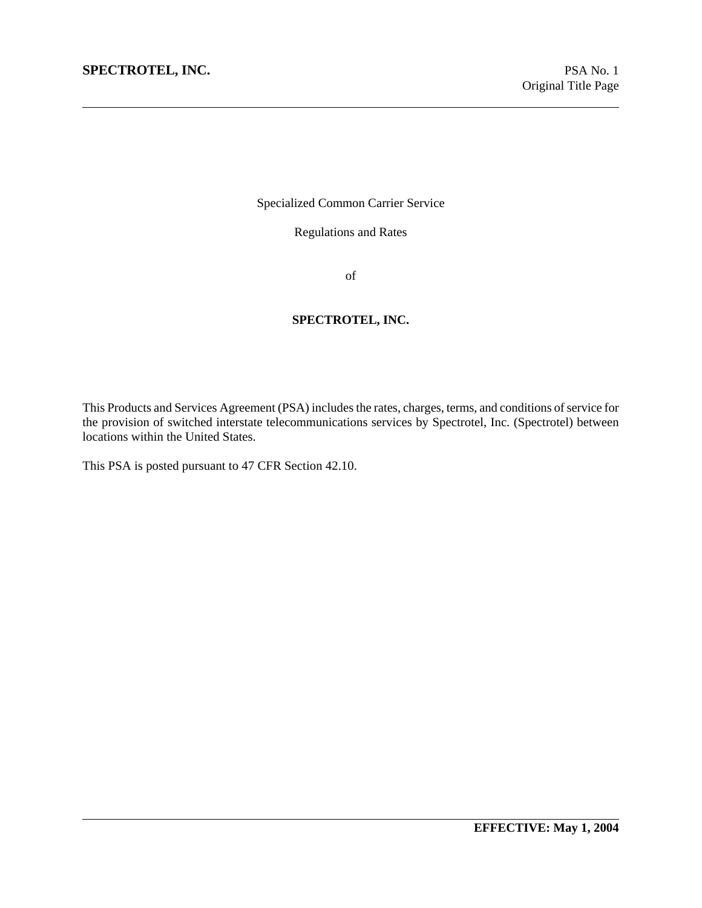Specialized Common Carrier Service

Regulations and Rates

of

**SPECTROTEL, INC.**

This Products and Services Agreement (PSA) includes the rates, charges, terms, and conditions of service for the provision of switched interstate telecommunications services by Spectrotel, Inc. (Spectrotel) between locations within the United States.

This PSA is posted pursuant to 47 CFR Section 42.10.

**EFFECTIVE: May 1, 2004**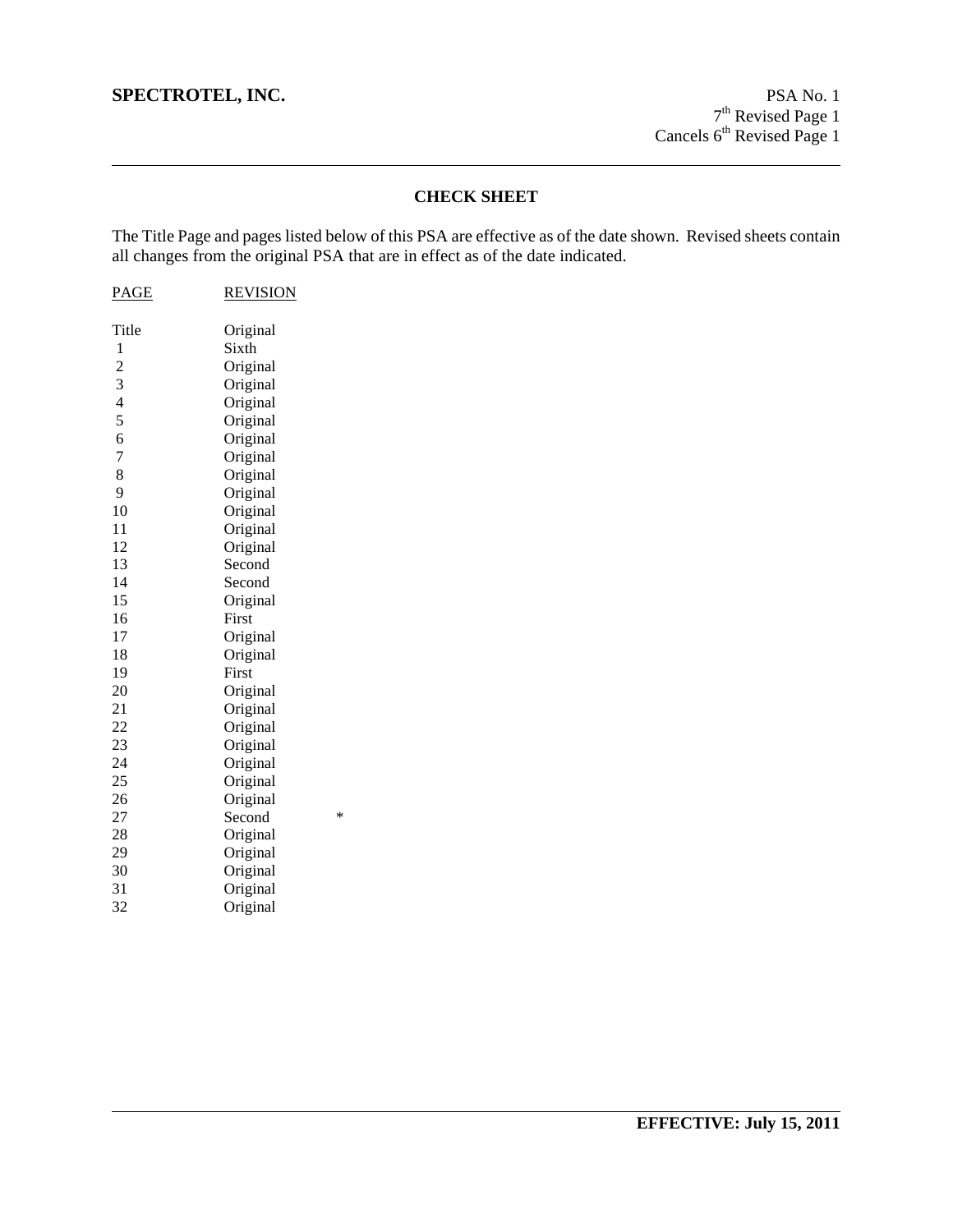## CHECK SHEET

The Title Page and pages listed below of this PSA are effective as of the date shown. Revised sheets contain all changes from the original PSA that are in effect as of the date indicated.

| PAGE | REVISION | |
|---|---|---|
| Title | Original | |
| 1 | Sixth | |
| 2 | Original | |
| 3 | Original | |
| 4 | Original | |
| 5 | Original | |
| 6 | Original | |
| 7 | Original | |
| 8 | Original | |
| 9 | Original | |
| 10 | Original | |
| 11 | Original | |
| 12 | Original | |
| 13 | Second | |
| 14 | Second | |
| 15 | Original | |
| 16 | First | |
| 17 | Original | |
| 18 | Original | |
| 19 | First | |
| 20 | Original | |
| 21 | Original | |
| 22 | Original | |
| 23 | Original | |
| 24 | Original | |
| 25 | Original | |
| 26 | Original | |
| 27 | Second | * |
| 28 | Original | |
| 29 | Original | |
| 30 | Original | |
| 31 | Original | |
| 32 | Original | |

**EFFECTIVE: July 15, 2011**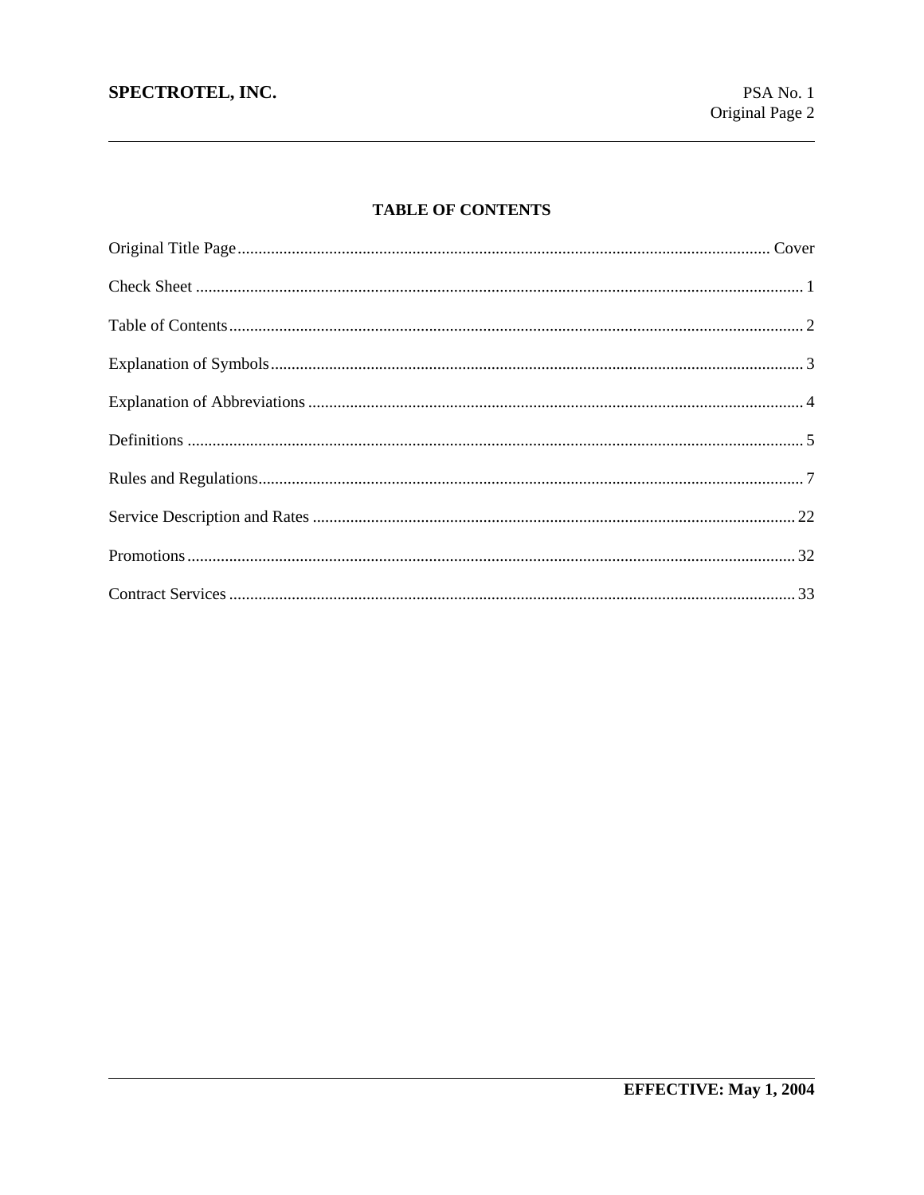# TABLE OF CONTENTS

| Section | Page |
|---|---|
| Original Title Page | Cover |
| Check Sheet | 1 |
| Table of Contents | 2 |
| Explanation of Symbols | 3 |
| Explanation of Abbreviations | 4 |
| Definitions | 5 |
| Rules and Regulations | 7 |
| Service Description and Rates | 22 |
| Promotions | 32 |
| Contract Services | 33 |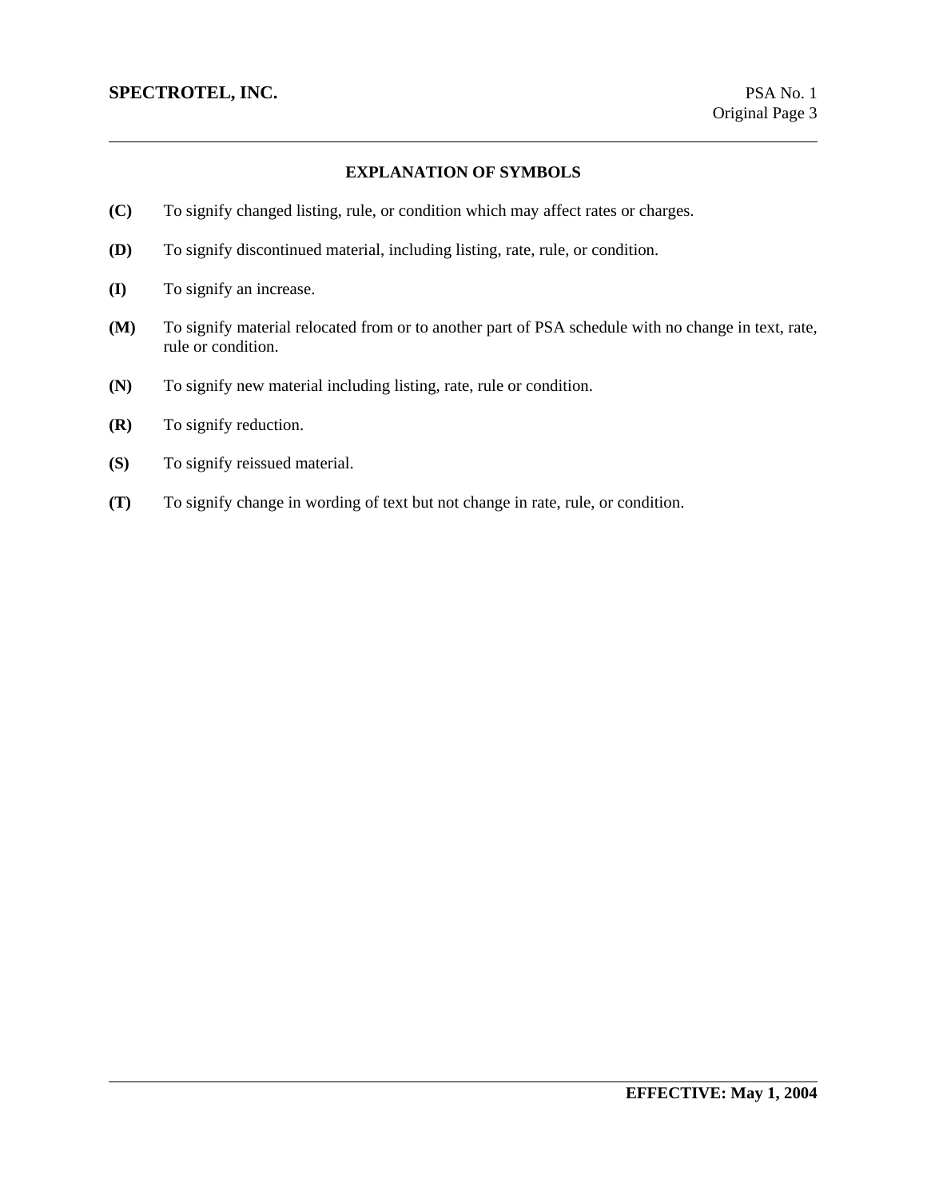## EXPLANATION OF SYMBOLS

**(C)** To signify changed listing, rule, or condition which may affect rates or charges.

**(D)** To signify discontinued material, including listing, rate, rule, or condition.

**(I)** To signify an increase.

**(M)** To signify material relocated from or to another part of PSA schedule with no change in text, rate, rule or condition.

**(N)** To signify new material including listing, rate, rule or condition.

**(R)** To signify reduction.

**(S)** To signify reissued material.

**(T)** To signify change in wording of text but not change in rate, rule, or condition.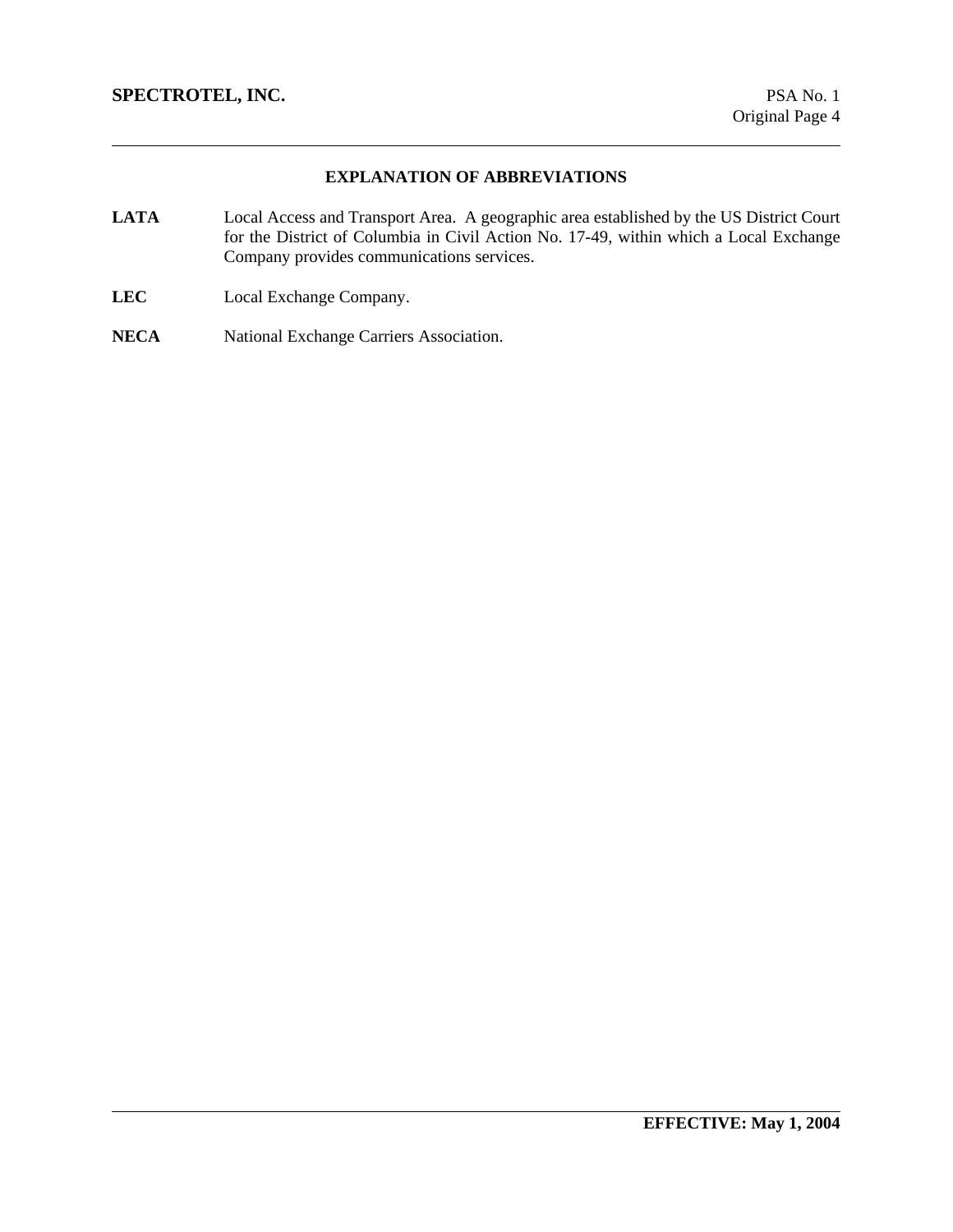## EXPLANATION OF ABBREVIATIONS

**LATA** Local Access and Transport Area. A geographic area established by the US District Court for the District of Columbia in Civil Action No. 17-49, within which a Local Exchange Company provides communications services.

**LEC** Local Exchange Company.

**NECA** National Exchange Carriers Association.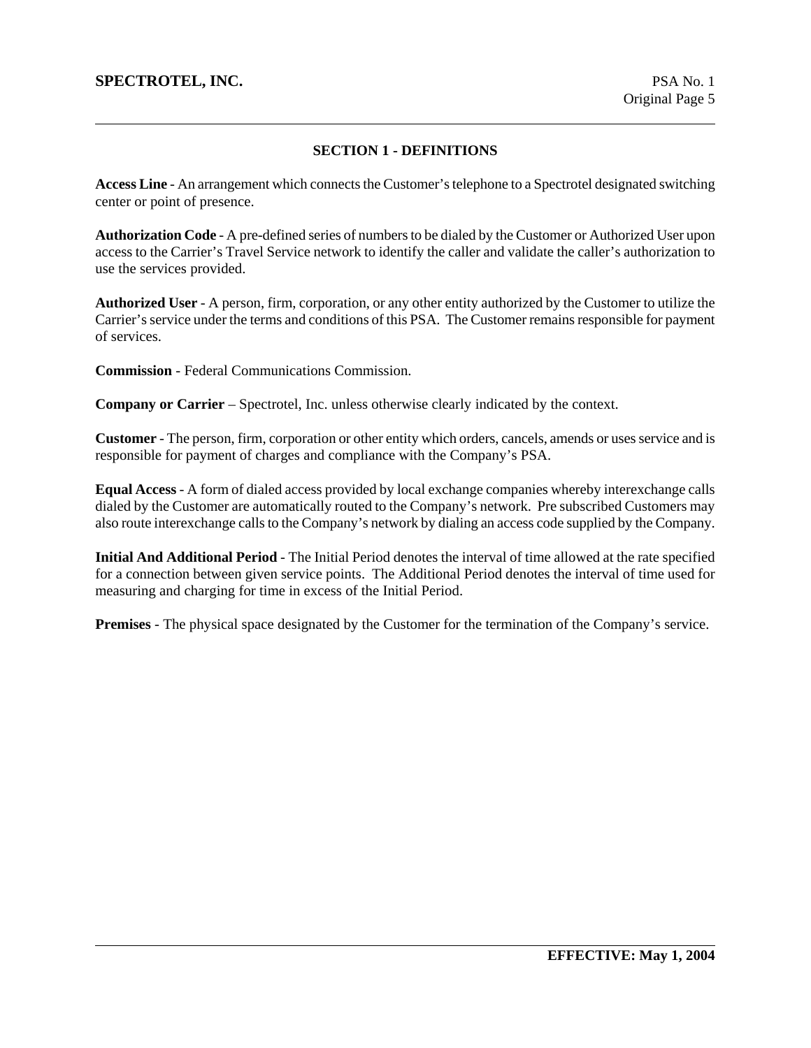## SECTION 1 - DEFINITIONS

**Access Line** - An arrangement which connects the Customer's telephone to a Spectrotel designated switching center or point of presence.

**Authorization Code** - A pre-defined series of numbers to be dialed by the Customer or Authorized User upon access to the Carrier's Travel Service network to identify the caller and validate the caller's authorization to use the services provided.

**Authorized User** - A person, firm, corporation, or any other entity authorized by the Customer to utilize the Carrier's service under the terms and conditions of this PSA. The Customer remains responsible for payment of services.

**Commission** - Federal Communications Commission.

**Company or Carrier** – Spectrotel, Inc. unless otherwise clearly indicated by the context.

**Customer** - The person, firm, corporation or other entity which orders, cancels, amends or uses service and is responsible for payment of charges and compliance with the Company's PSA.

**Equal Access** - A form of dialed access provided by local exchange companies whereby interexchange calls dialed by the Customer are automatically routed to the Company's network. Pre subscribed Customers may also route interexchange calls to the Company's network by dialing an access code supplied by the Company.

**Initial And Additional Period** - The Initial Period denotes the interval of time allowed at the rate specified for a connection between given service points. The Additional Period denotes the interval of time used for measuring and charging for time in excess of the Initial Period.

**Premises** - The physical space designated by the Customer for the termination of the Company's service.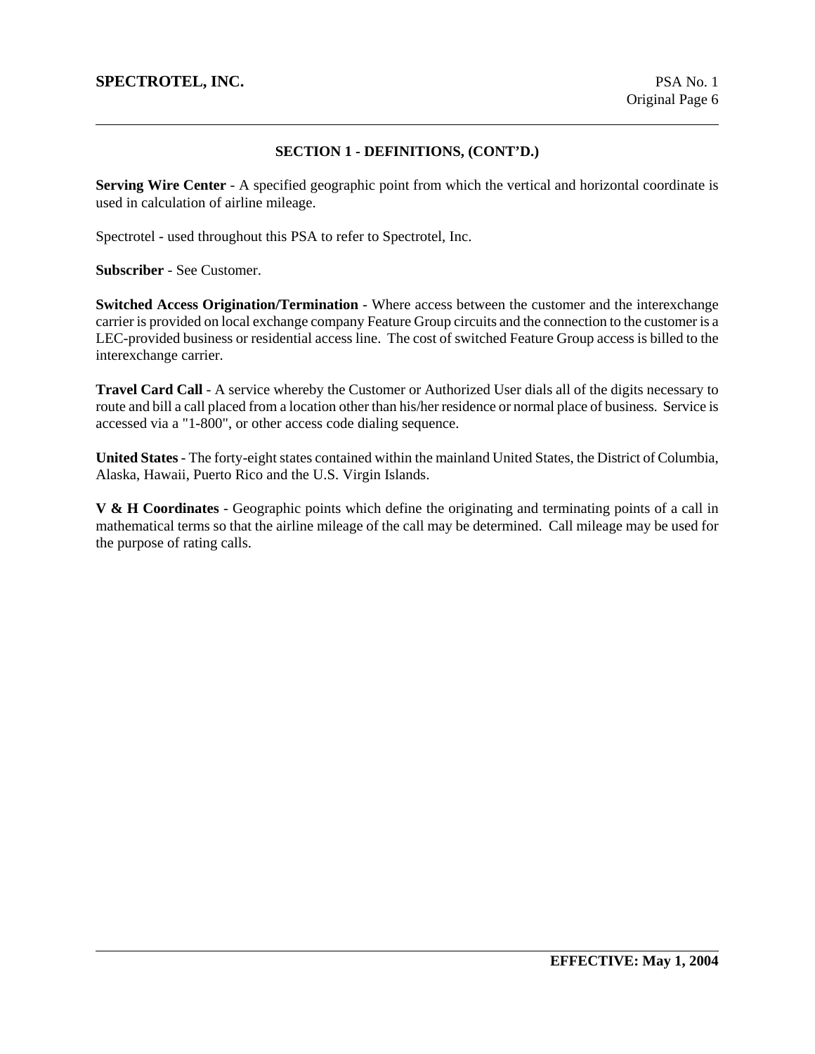## SECTION 1 - DEFINITIONS, (CONT'D.)

**Serving Wire Center** - A specified geographic point from which the vertical and horizontal coordinate is used in calculation of airline mileage.

Spectrotel - used throughout this PSA to refer to Spectrotel, Inc.

**Subscriber** - See Customer.

**Switched Access Origination/Termination** - Where access between the customer and the interexchange carrier is provided on local exchange company Feature Group circuits and the connection to the customer is a LEC-provided business or residential access line. The cost of switched Feature Group access is billed to the interexchange carrier.

**Travel Card Call** - A service whereby the Customer or Authorized User dials all of the digits necessary to route and bill a call placed from a location other than his/her residence or normal place of business. Service is accessed via a "1-800", or other access code dialing sequence.

**United States** - The forty-eight states contained within the mainland United States, the District of Columbia, Alaska, Hawaii, Puerto Rico and the U.S. Virgin Islands.

**V & H Coordinates** - Geographic points which define the originating and terminating points of a call in mathematical terms so that the airline mileage of the call may be determined. Call mileage may be used for the purpose of rating calls.

**EFFECTIVE: May 1, 2004**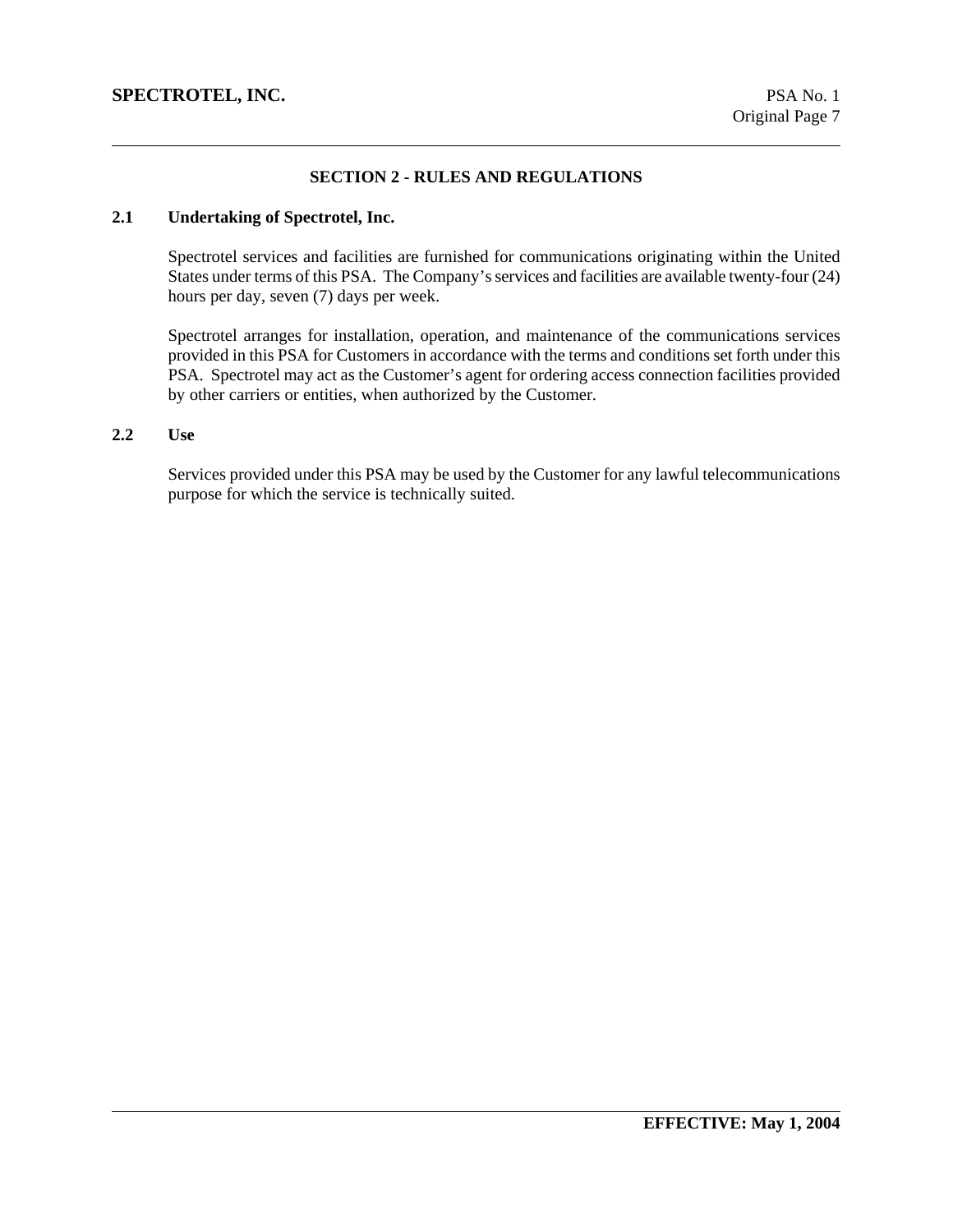## SECTION 2 - RULES AND REGULATIONS

### 2.1 Undertaking of Spectrotel, Inc.

Spectrotel services and facilities are furnished for communications originating within the United States under terms of this PSA. The Company's services and facilities are available twenty-four (24) hours per day, seven (7) days per week.

Spectrotel arranges for installation, operation, and maintenance of the communications services provided in this PSA for Customers in accordance with the terms and conditions set forth under this PSA. Spectrotel may act as the Customer's agent for ordering access connection facilities provided by other carriers or entities, when authorized by the Customer.

### 2.2 Use

Services provided under this PSA may be used by the Customer for any lawful telecommunications purpose for which the service is technically suited.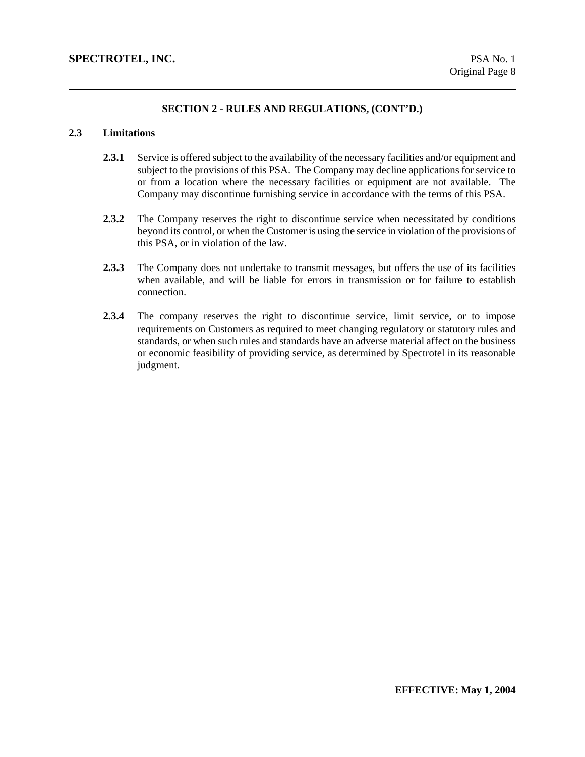## SECTION 2 - RULES AND REGULATIONS, (CONT'D.)

### 2.3 Limitations

**2.3.1** Service is offered subject to the availability of the necessary facilities and/or equipment and subject to the provisions of this PSA. The Company may decline applications for service to or from a location where the necessary facilities or equipment are not available. The Company may discontinue furnishing service in accordance with the terms of this PSA.

**2.3.2** The Company reserves the right to discontinue service when necessitated by conditions beyond its control, or when the Customer is using the service in violation of the provisions of this PSA, or in violation of the law.

**2.3.3** The Company does not undertake to transmit messages, but offers the use of its facilities when available, and will be liable for errors in transmission or for failure to establish connection.

**2.3.4** The company reserves the right to discontinue service, limit service, or to impose requirements on Customers as required to meet changing regulatory or statutory rules and standards, or when such rules and standards have an adverse material affect on the business or economic feasibility of providing service, as determined by Spectrotel in its reasonable judgment.

**EFFECTIVE: May 1, 2004**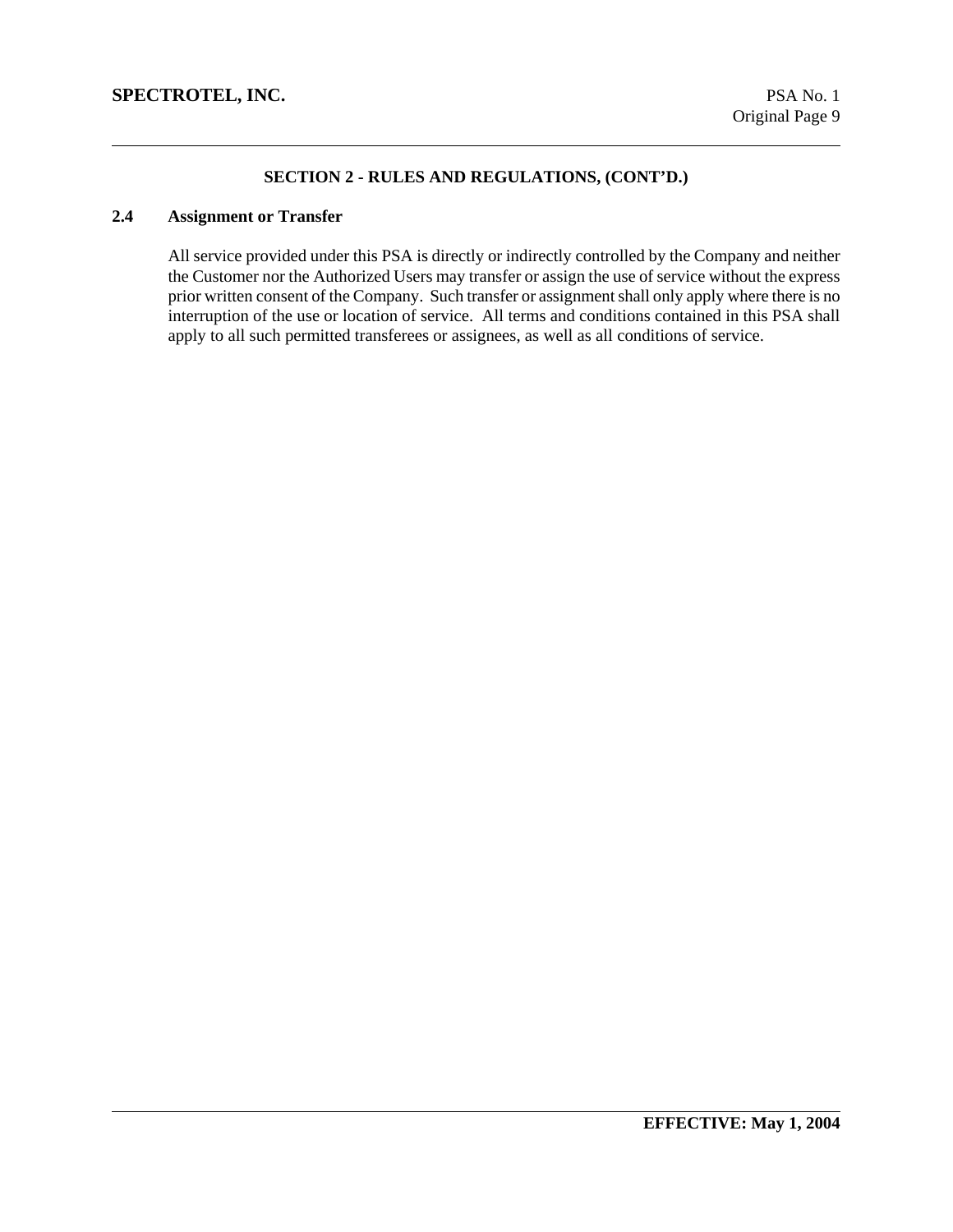## SECTION 2 - RULES AND REGULATIONS, (CONT'D.)

### 2.4 Assignment or Transfer

All service provided under this PSA is directly or indirectly controlled by the Company and neither the Customer nor the Authorized Users may transfer or assign the use of service without the express prior written consent of the Company. Such transfer or assignment shall only apply where there is no interruption of the use or location of service. All terms and conditions contained in this PSA shall apply to all such permitted transferees or assignees, as well as all conditions of service.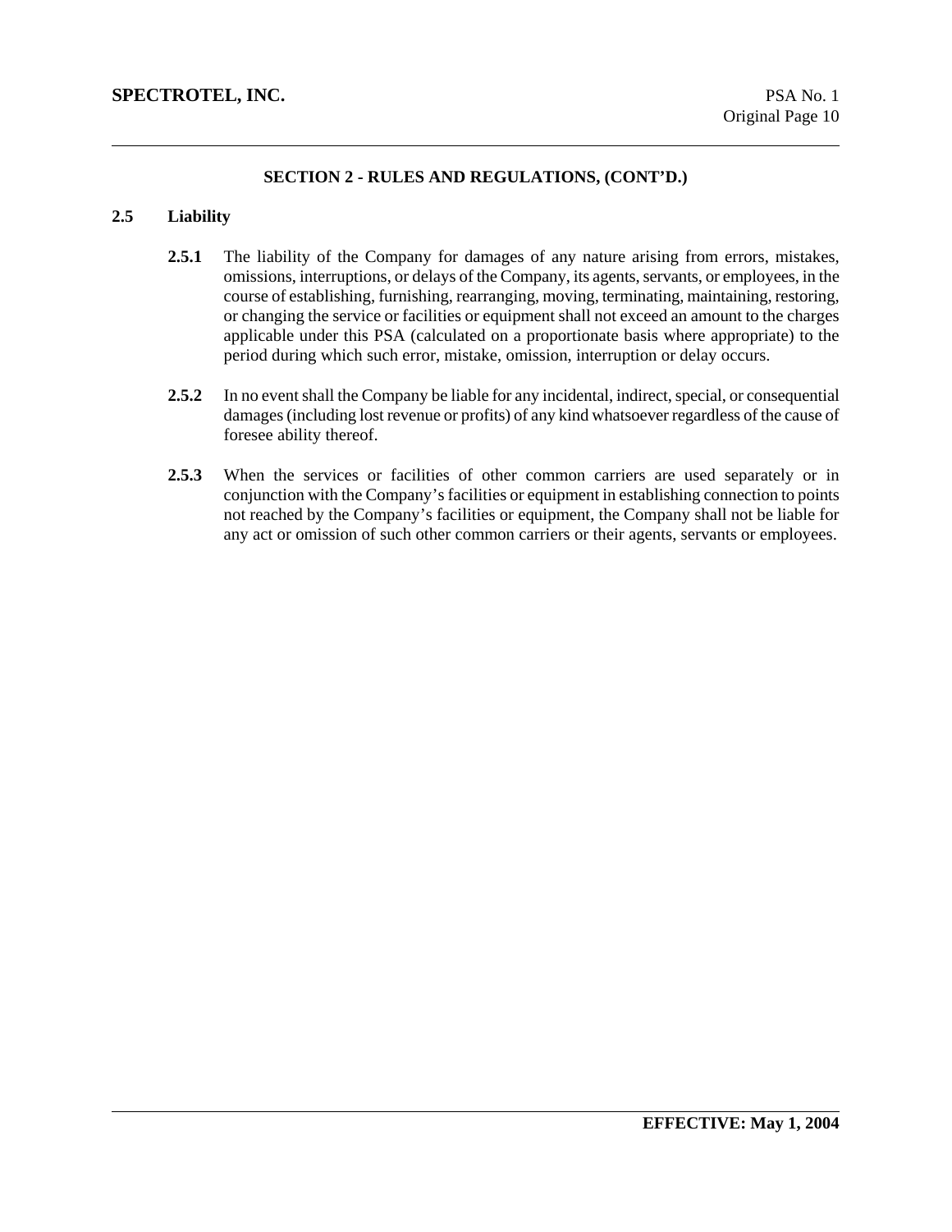## SECTION 2 - RULES AND REGULATIONS, (CONT'D.)

### 2.5 Liability

**2.5.1** The liability of the Company for damages of any nature arising from errors, mistakes, omissions, interruptions, or delays of the Company, its agents, servants, or employees, in the course of establishing, furnishing, rearranging, moving, terminating, maintaining, restoring, or changing the service or facilities or equipment shall not exceed an amount to the charges applicable under this PSA (calculated on a proportionate basis where appropriate) to the period during which such error, mistake, omission, interruption or delay occurs.

**2.5.2** In no event shall the Company be liable for any incidental, indirect, special, or consequential damages (including lost revenue or profits) of any kind whatsoever regardless of the cause of foresee ability thereof.

**2.5.3** When the services or facilities of other common carriers are used separately or in conjunction with the Company's facilities or equipment in establishing connection to points not reached by the Company's facilities or equipment, the Company shall not be liable for any act or omission of such other common carriers or their agents, servants or employees.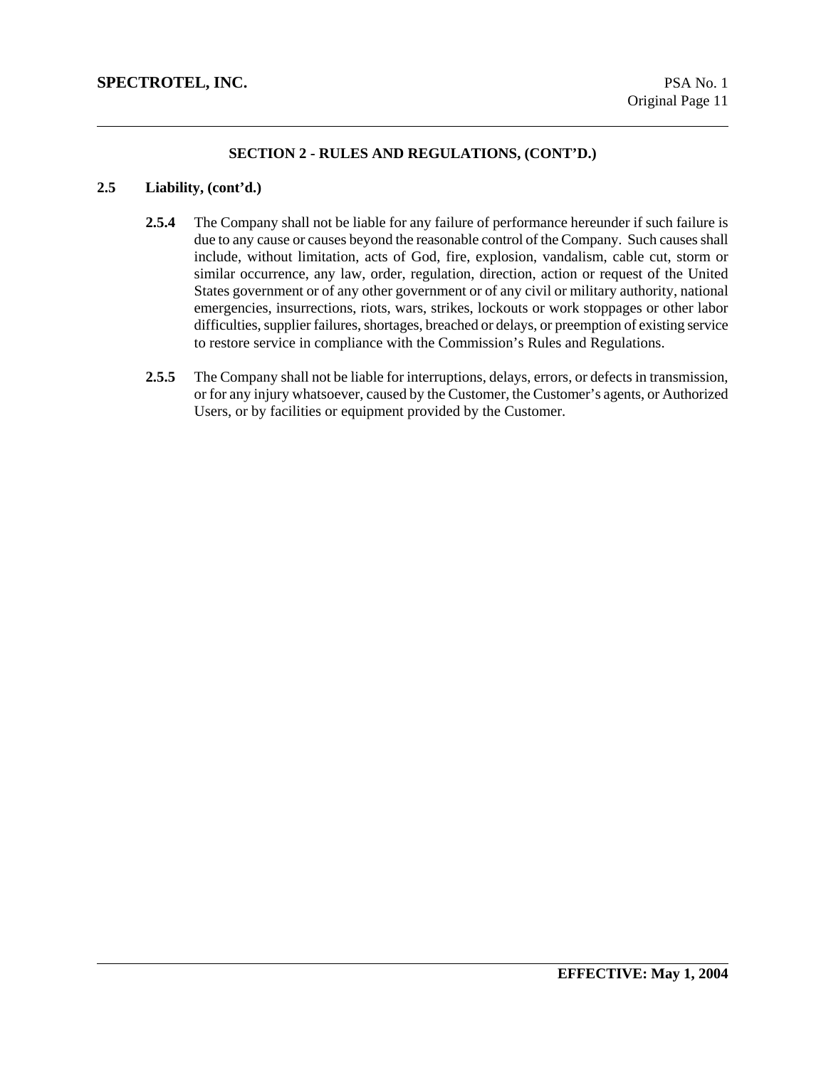## SECTION 2 - RULES AND REGULATIONS, (CONT'D.)

### 2.5 Liability, (cont'd.)

**2.5.4** The Company shall not be liable for any failure of performance hereunder if such failure is due to any cause or causes beyond the reasonable control of the Company. Such causes shall include, without limitation, acts of God, fire, explosion, vandalism, cable cut, storm or similar occurrence, any law, order, regulation, direction, action or request of the United States government or of any other government or of any civil or military authority, national emergencies, insurrections, riots, wars, strikes, lockouts or work stoppages or other labor difficulties, supplier failures, shortages, breached or delays, or preemption of existing service to restore service in compliance with the Commission's Rules and Regulations.

**2.5.5** The Company shall not be liable for interruptions, delays, errors, or defects in transmission, or for any injury whatsoever, caused by the Customer, the Customer's agents, or Authorized Users, or by facilities or equipment provided by the Customer.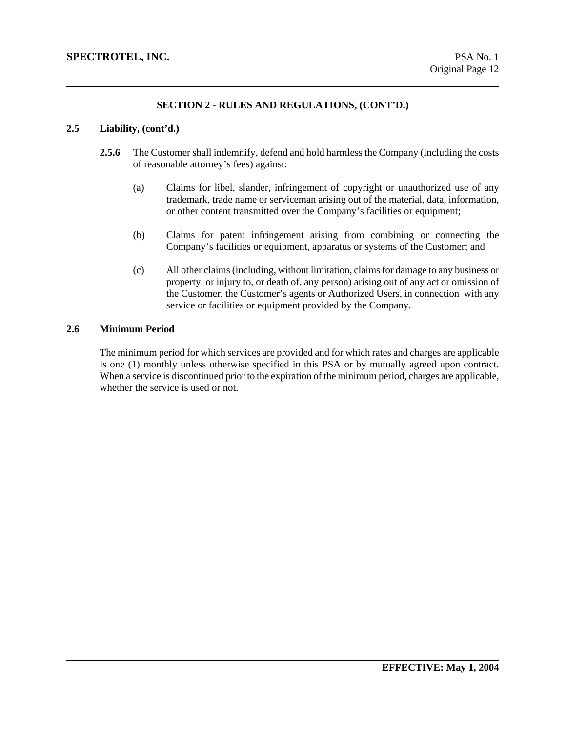## SECTION 2 - RULES AND REGULATIONS, (CONT'D.)

### 2.5 Liability, (cont'd.)

**2.5.6** The Customer shall indemnify, defend and hold harmless the Company (including the costs of reasonable attorney's fees) against:

(a) Claims for libel, slander, infringement of copyright or unauthorized use of any trademark, trade name or serviceman arising out of the material, data, information, or other content transmitted over the Company's facilities or equipment;

(b) Claims for patent infringement arising from combining or connecting the Company's facilities or equipment, apparatus or systems of the Customer; and

(c) All other claims (including, without limitation, claims for damage to any business or property, or injury to, or death of, any person) arising out of any act or omission of the Customer, the Customer's agents or Authorized Users, in connection with any service or facilities or equipment provided by the Company.

### 2.6 Minimum Period

The minimum period for which services are provided and for which rates and charges are applicable is one (1) monthly unless otherwise specified in this PSA or by mutually agreed upon contract. When a service is discontinued prior to the expiration of the minimum period, charges are applicable, whether the service is used or not.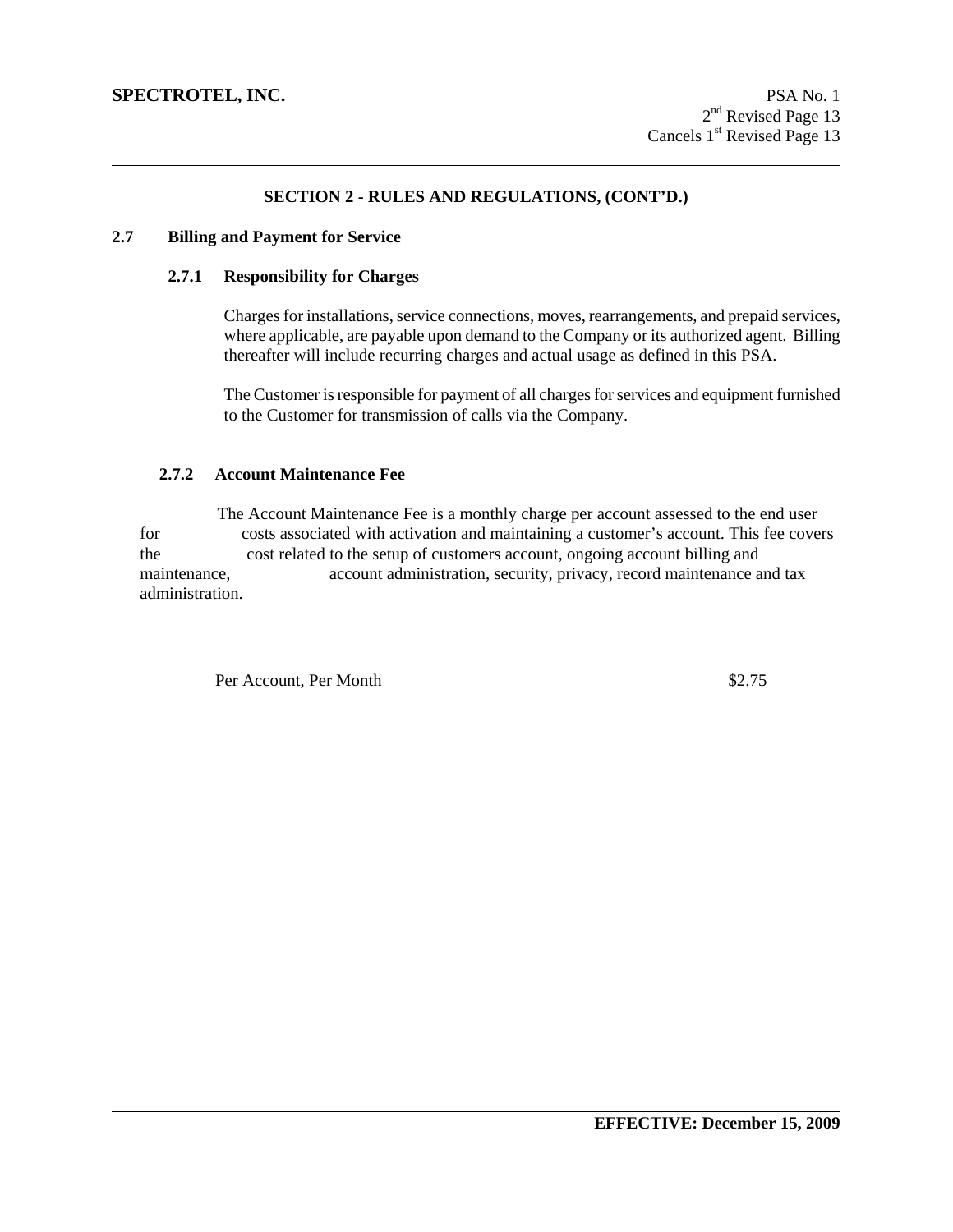## SECTION 2 - RULES AND REGULATIONS, (CONT'D.)

### 2.7 Billing and Payment for Service

#### 2.7.1 Responsibility for Charges

Charges for installations, service connections, moves, rearrangements, and prepaid services, where applicable, are payable upon demand to the Company or its authorized agent. Billing thereafter will include recurring charges and actual usage as defined in this PSA.

The Customer is responsible for payment of all charges for services and equipment furnished to the Customer for transmission of calls via the Company.

#### 2.7.2 Account Maintenance Fee

The Account Maintenance Fee is a monthly charge per account assessed to the end user for costs associated with activation and maintaining a customer's account. This fee covers the cost related to the setup of customers account, ongoing account billing and maintenance, account administration, security, privacy, record maintenance and tax administration.

| | |
|---|---|
| Per Account, Per Month | $2.75 |

**EFFECTIVE: December 15, 2009**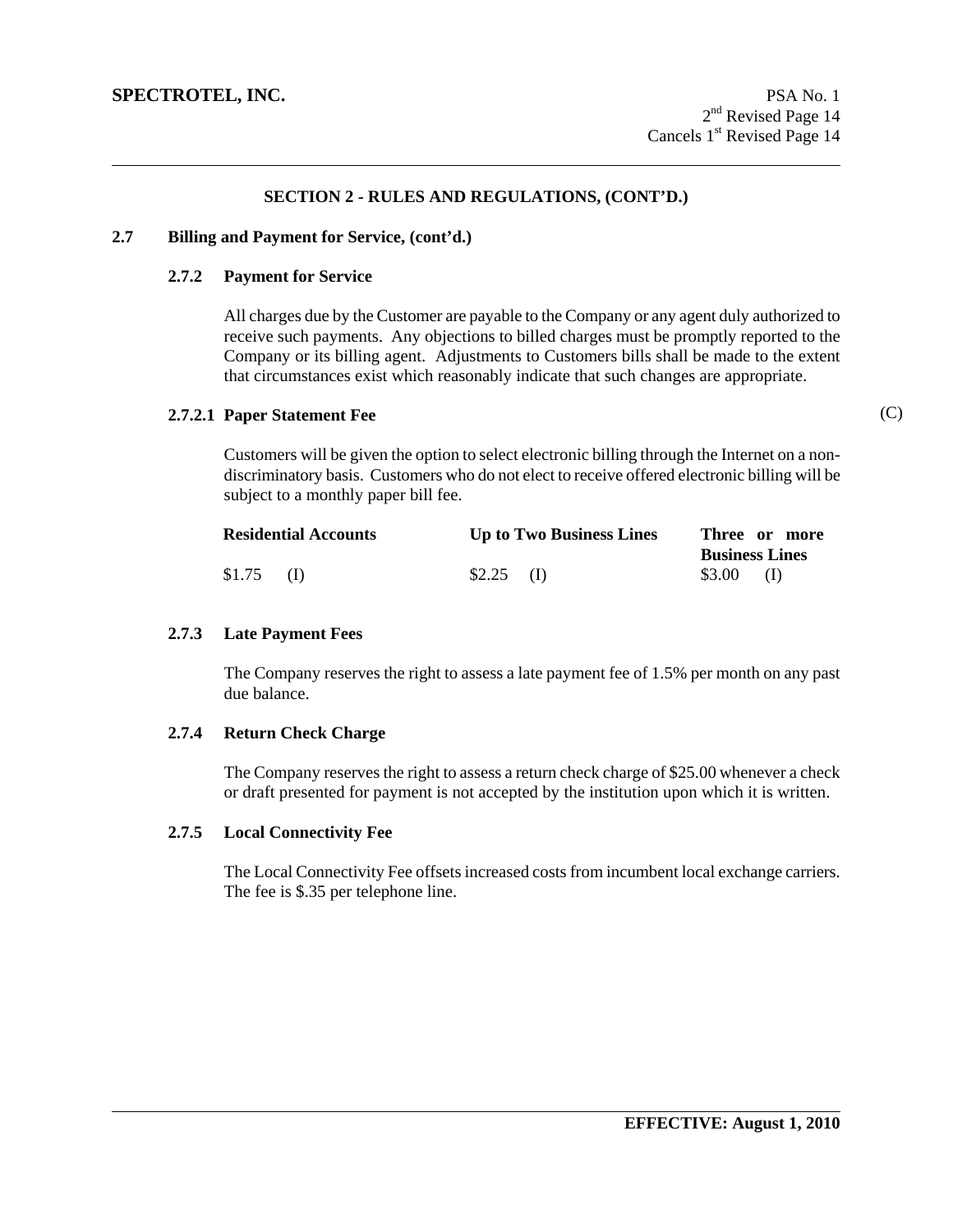## SECTION 2 - RULES AND REGULATIONS, (CONT'D.)

### 2.7 Billing and Payment for Service, (cont'd.)

#### 2.7.2 Payment for Service

All charges due by the Customer are payable to the Company or any agent duly authorized to receive such payments. Any objections to billed charges must be promptly reported to the Company or its billing agent. Adjustments to Customers bills shall be made to the extent that circumstances exist which reasonably indicate that such changes are appropriate.

#### 2.7.2.1 Paper Statement Fee (C)

Customers will be given the option to select electronic billing through the Internet on a non-discriminatory basis. Customers who do not elect to receive offered electronic billing will be subject to a monthly paper bill fee.

| Residential Accounts | Up to Two Business Lines | Three or more Business Lines |
|---|---|---|
| $1.75 (I) | $2.25 (I) | $3.00 (I) |

#### 2.7.3 Late Payment Fees

The Company reserves the right to assess a late payment fee of 1.5% per month on any past due balance.

#### 2.7.4 Return Check Charge

The Company reserves the right to assess a return check charge of $25.00 whenever a check or draft presented for payment is not accepted by the institution upon which it is written.

#### 2.7.5 Local Connectivity Fee

The Local Connectivity Fee offsets increased costs from incumbent local exchange carriers. The fee is $.35 per telephone line.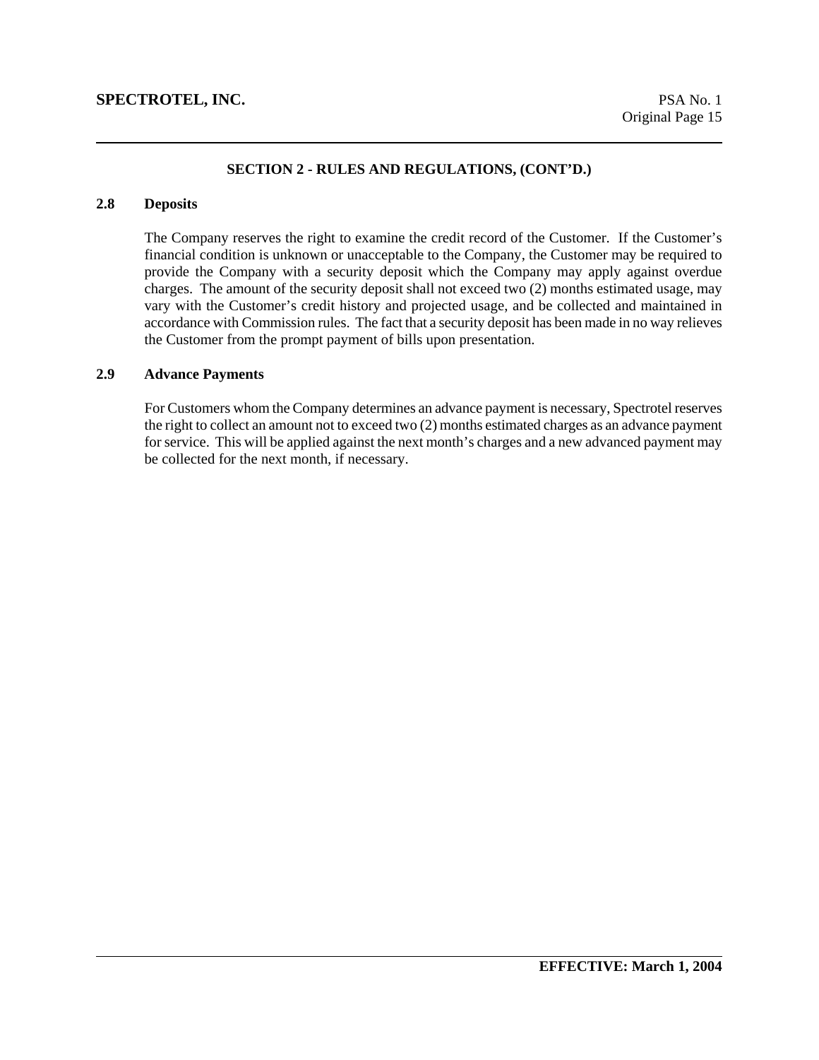## SECTION 2 - RULES AND REGULATIONS, (CONT'D.)

### 2.8 Deposits

The Company reserves the right to examine the credit record of the Customer. If the Customer's financial condition is unknown or unacceptable to the Company, the Customer may be required to provide the Company with a security deposit which the Company may apply against overdue charges. The amount of the security deposit shall not exceed two (2) months estimated usage, may vary with the Customer's credit history and projected usage, and be collected and maintained in accordance with Commission rules. The fact that a security deposit has been made in no way relieves the Customer from the prompt payment of bills upon presentation.

### 2.9 Advance Payments

For Customers whom the Company determines an advance payment is necessary, Spectrotel reserves the right to collect an amount not to exceed two (2) months estimated charges as an advance payment for service. This will be applied against the next month's charges and a new advanced payment may be collected for the next month, if necessary.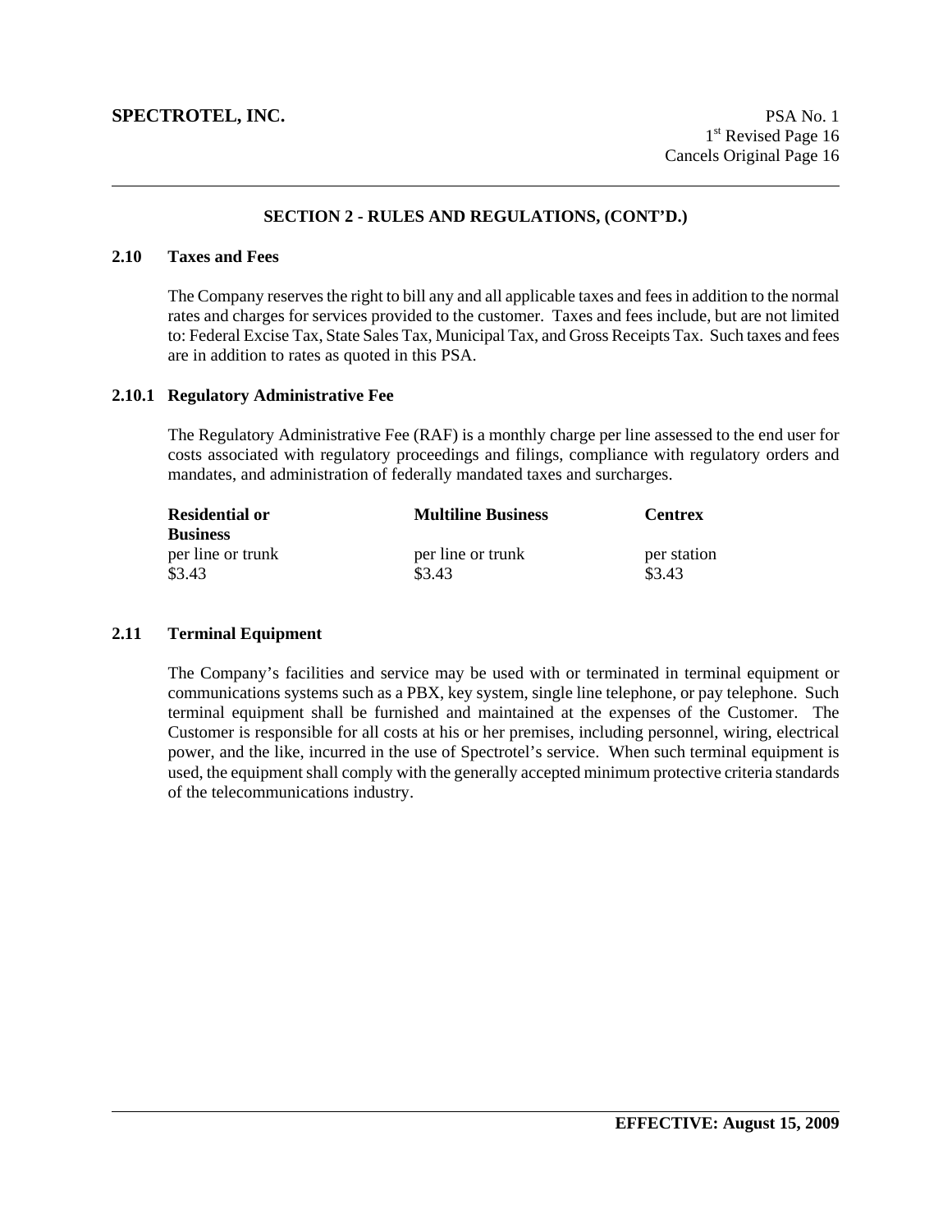## SECTION 2 - RULES AND REGULATIONS, (CONT'D.)

### 2.10 Taxes and Fees

The Company reserves the right to bill any and all applicable taxes and fees in addition to the normal rates and charges for services provided to the customer. Taxes and fees include, but are not limited to: Federal Excise Tax, State Sales Tax, Municipal Tax, and Gross Receipts Tax. Such taxes and fees are in addition to rates as quoted in this PSA.

### 2.10.1 Regulatory Administrative Fee

The Regulatory Administrative Fee (RAF) is a monthly charge per line assessed to the end user for costs associated with regulatory proceedings and filings, compliance with regulatory orders and mandates, and administration of federally mandated taxes and surcharges.

| Residential or Business | Multiline Business | Centrex |
|---|---|---|
| per line or trunk | per line or trunk | per station |
| $3.43 | $3.43 | $3.43 |

### 2.11 Terminal Equipment

The Company's facilities and service may be used with or terminated in terminal equipment or communications systems such as a PBX, key system, single line telephone, or pay telephone. Such terminal equipment shall be furnished and maintained at the expenses of the Customer. The Customer is responsible for all costs at his or her premises, including personnel, wiring, electrical power, and the like, incurred in the use of Spectrotel's service. When such terminal equipment is used, the equipment shall comply with the generally accepted minimum protective criteria standards of the telecommunications industry.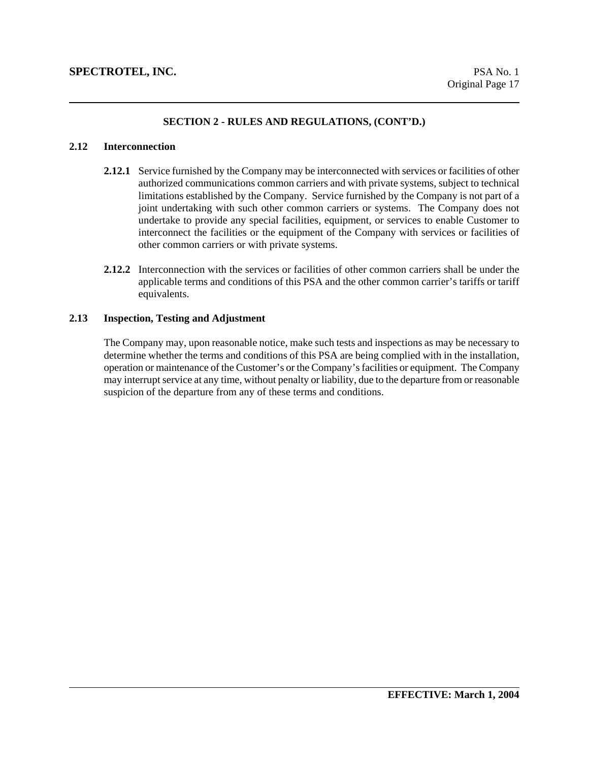## SECTION 2 - RULES AND REGULATIONS, (CONT'D.)

### 2.12 Interconnection

**2.12.1** Service furnished by the Company may be interconnected with services or facilities of other authorized communications common carriers and with private systems, subject to technical limitations established by the Company. Service furnished by the Company is not part of a joint undertaking with such other common carriers or systems. The Company does not undertake to provide any special facilities, equipment, or services to enable Customer to interconnect the facilities or the equipment of the Company with services or facilities of other common carriers or with private systems.

**2.12.2** Interconnection with the services or facilities of other common carriers shall be under the applicable terms and conditions of this PSA and the other common carrier's tariffs or tariff equivalents.

### 2.13 Inspection, Testing and Adjustment

The Company may, upon reasonable notice, make such tests and inspections as may be necessary to determine whether the terms and conditions of this PSA are being complied with in the installation, operation or maintenance of the Customer's or the Company's facilities or equipment. The Company may interrupt service at any time, without penalty or liability, due to the departure from or reasonable suspicion of the departure from any of these terms and conditions.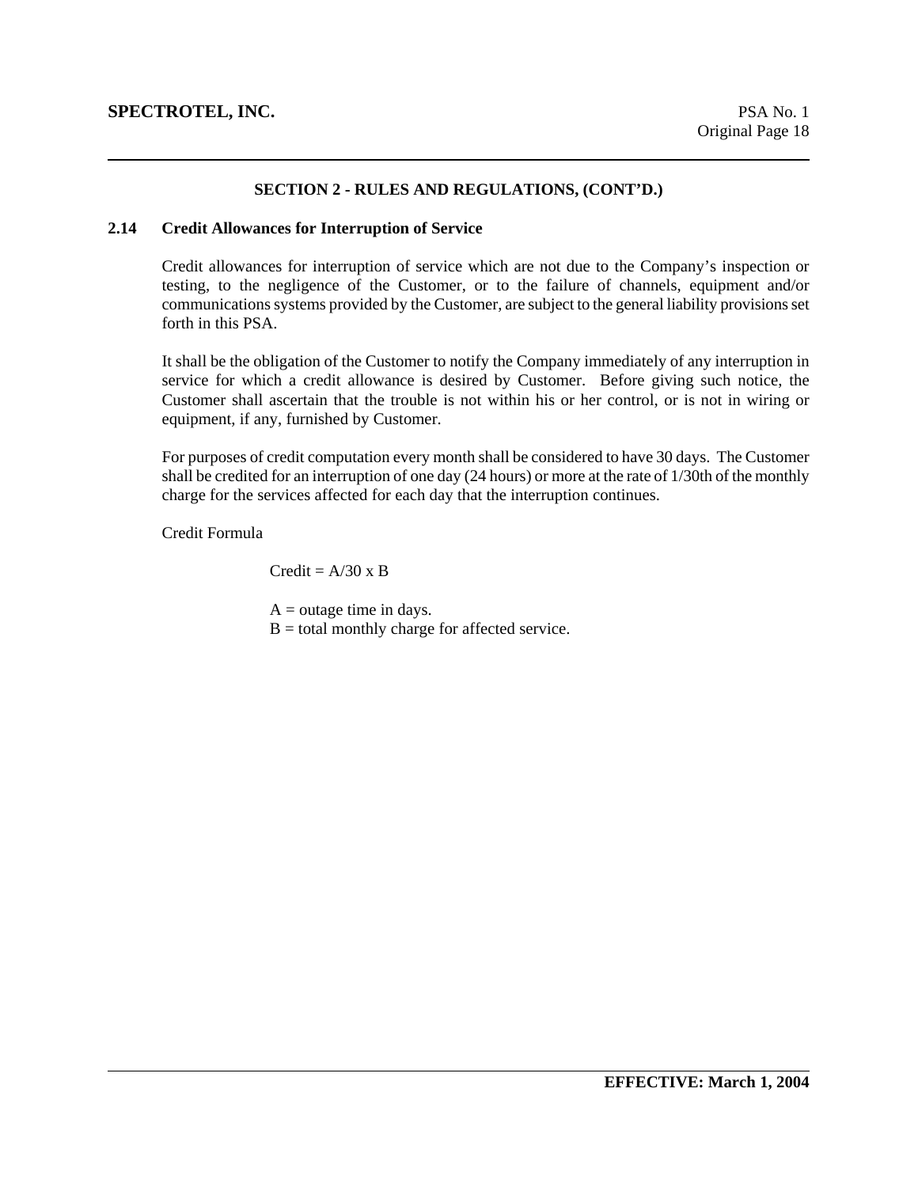## SECTION 2 - RULES AND REGULATIONS, (CONT'D.)

### 2.14 Credit Allowances for Interruption of Service

Credit allowances for interruption of service which are not due to the Company's inspection or testing, to the negligence of the Customer, or to the failure of channels, equipment and/or communications systems provided by the Customer, are subject to the general liability provisions set forth in this PSA.

It shall be the obligation of the Customer to notify the Company immediately of any interruption in service for which a credit allowance is desired by Customer. Before giving such notice, the Customer shall ascertain that the trouble is not within his or her control, or is not in wiring or equipment, if any, furnished by Customer.

For purposes of credit computation every month shall be considered to have 30 days. The Customer shall be credited for an interruption of one day (24 hours) or more at the rate of 1/30th of the monthly charge for the services affected for each day that the interruption continues.

Credit Formula

$$\text{Credit} = A/30 \times B$$

$A$ = outage time in days.
$B$ = total monthly charge for affected service.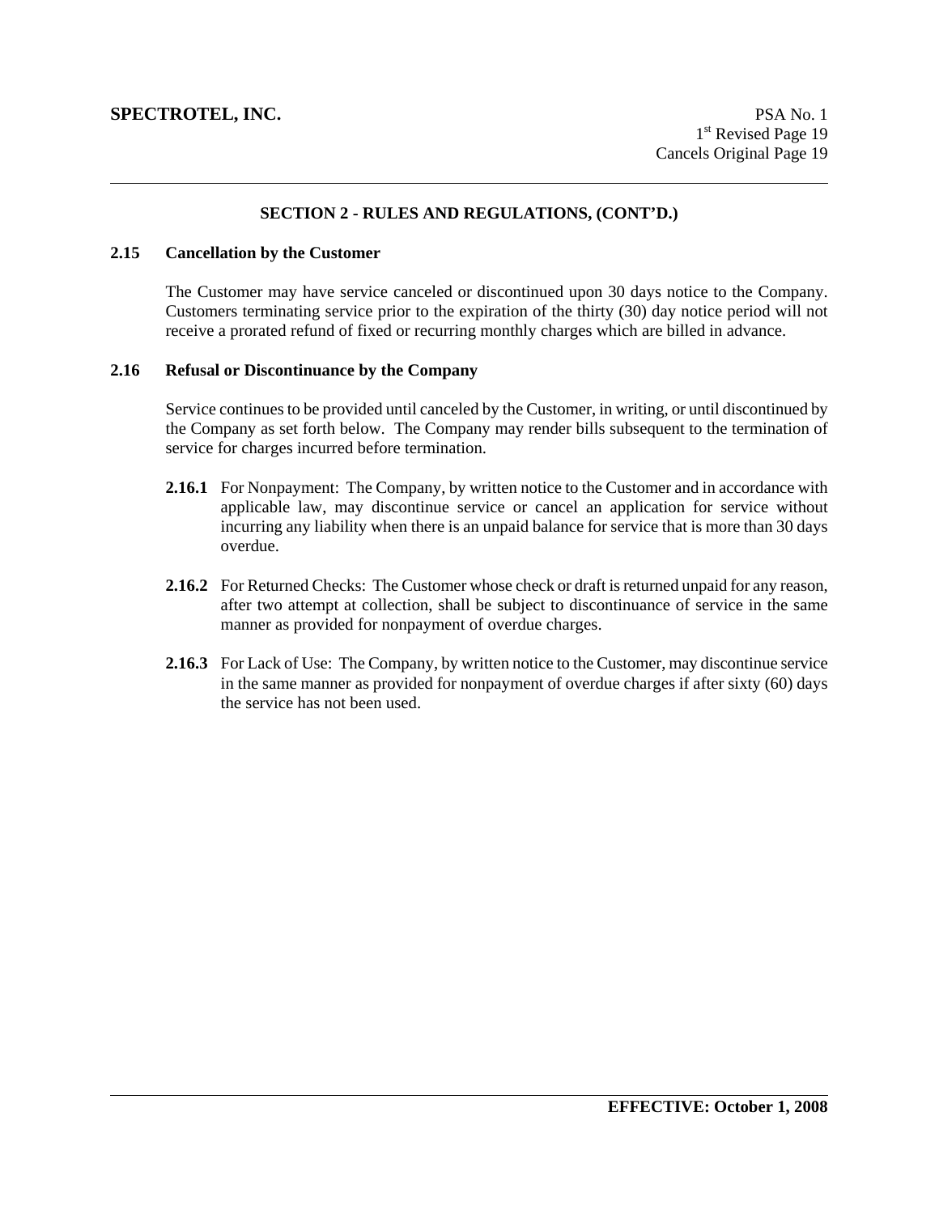## SECTION 2 - RULES AND REGULATIONS, (CONT'D.)

### 2.15 Cancellation by the Customer

The Customer may have service canceled or discontinued upon 30 days notice to the Company. Customers terminating service prior to the expiration of the thirty (30) day notice period will not receive a prorated refund of fixed or recurring monthly charges which are billed in advance.

### 2.16 Refusal or Discontinuance by the Company

Service continues to be provided until canceled by the Customer, in writing, or until discontinued by the Company as set forth below. The Company may render bills subsequent to the termination of service for charges incurred before termination.

**2.16.1** For Nonpayment: The Company, by written notice to the Customer and in accordance with applicable law, may discontinue service or cancel an application for service without incurring any liability when there is an unpaid balance for service that is more than 30 days overdue.

**2.16.2** For Returned Checks: The Customer whose check or draft is returned unpaid for any reason, after two attempt at collection, shall be subject to discontinuance of service in the same manner as provided for nonpayment of overdue charges.

**2.16.3** For Lack of Use: The Company, by written notice to the Customer, may discontinue service in the same manner as provided for nonpayment of overdue charges if after sixty (60) days the service has not been used.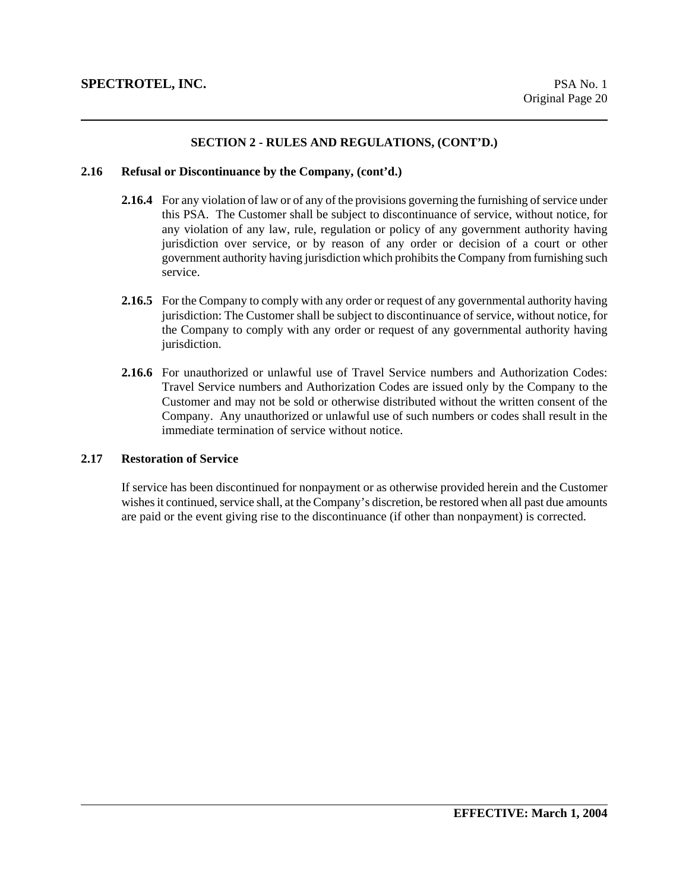## SECTION 2 - RULES AND REGULATIONS, (CONT'D.)

### 2.16 Refusal or Discontinuance by the Company, (cont'd.)

**2.16.4** For any violation of law or of any of the provisions governing the furnishing of service under this PSA. The Customer shall be subject to discontinuance of service, without notice, for any violation of any law, rule, regulation or policy of any government authority having jurisdiction over service, or by reason of any order or decision of a court or other government authority having jurisdiction which prohibits the Company from furnishing such service.

**2.16.5** For the Company to comply with any order or request of any governmental authority having jurisdiction: The Customer shall be subject to discontinuance of service, without notice, for the Company to comply with any order or request of any governmental authority having jurisdiction.

**2.16.6** For unauthorized or unlawful use of Travel Service numbers and Authorization Codes: Travel Service numbers and Authorization Codes are issued only by the Company to the Customer and may not be sold or otherwise distributed without the written consent of the Company. Any unauthorized or unlawful use of such numbers or codes shall result in the immediate termination of service without notice.

### 2.17 Restoration of Service

If service has been discontinued for nonpayment or as otherwise provided herein and the Customer wishes it continued, service shall, at the Company's discretion, be restored when all past due amounts are paid or the event giving rise to the discontinuance (if other than nonpayment) is corrected.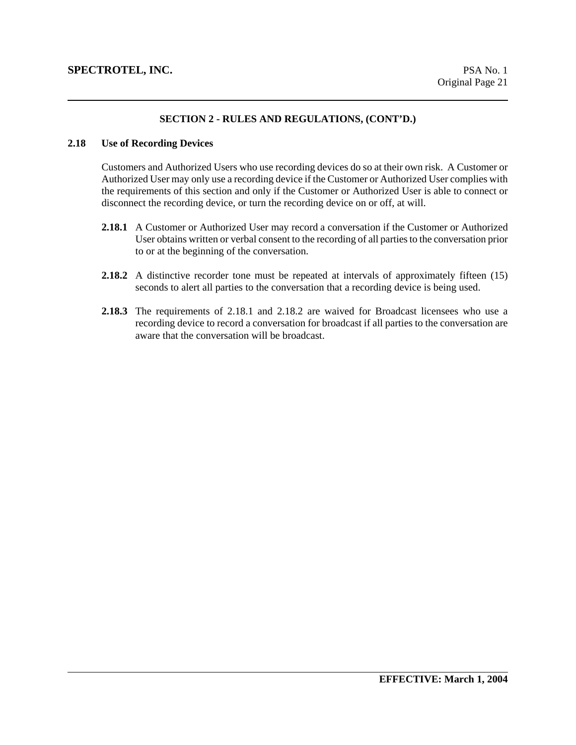## SECTION 2 - RULES AND REGULATIONS, (CONT'D.)

### 2.18 Use of Recording Devices

Customers and Authorized Users who use recording devices do so at their own risk. A Customer or Authorized User may only use a recording device if the Customer or Authorized User complies with the requirements of this section and only if the Customer or Authorized User is able to connect or disconnect the recording device, or turn the recording device on or off, at will.

**2.18.1** A Customer or Authorized User may record a conversation if the Customer or Authorized User obtains written or verbal consent to the recording of all parties to the conversation prior to or at the beginning of the conversation.

**2.18.2** A distinctive recorder tone must be repeated at intervals of approximately fifteen (15) seconds to alert all parties to the conversation that a recording device is being used.

**2.18.3** The requirements of 2.18.1 and 2.18.2 are waived for Broadcast licensees who use a recording device to record a conversation for broadcast if all parties to the conversation are aware that the conversation will be broadcast.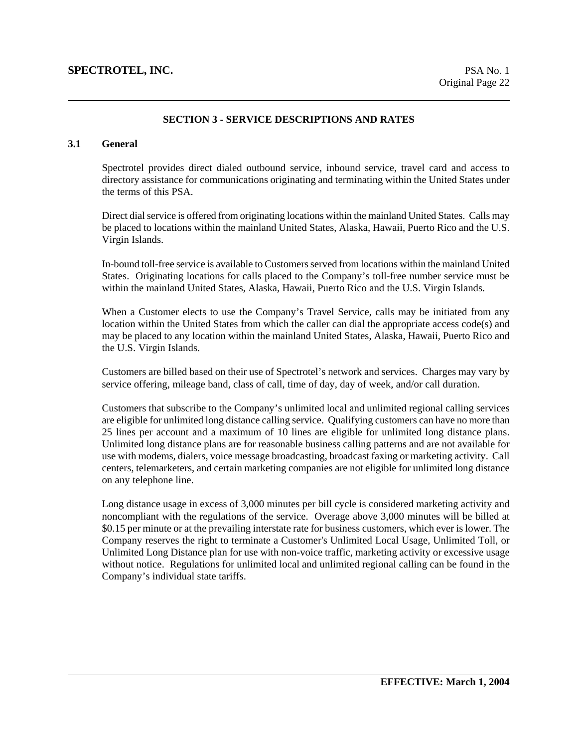## SECTION 3 - SERVICE DESCRIPTIONS AND RATES

### 3.1 General

Spectrotel provides direct dialed outbound service, inbound service, travel card and access to directory assistance for communications originating and terminating within the United States under the terms of this PSA.

Direct dial service is offered from originating locations within the mainland United States. Calls may be placed to locations within the mainland United States, Alaska, Hawaii, Puerto Rico and the U.S. Virgin Islands.

In-bound toll-free service is available to Customers served from locations within the mainland United States. Originating locations for calls placed to the Company's toll-free number service must be within the mainland United States, Alaska, Hawaii, Puerto Rico and the U.S. Virgin Islands.

When a Customer elects to use the Company's Travel Service, calls may be initiated from any location within the United States from which the caller can dial the appropriate access code(s) and may be placed to any location within the mainland United States, Alaska, Hawaii, Puerto Rico and the U.S. Virgin Islands.

Customers are billed based on their use of Spectrotel's network and services. Charges may vary by service offering, mileage band, class of call, time of day, day of week, and/or call duration.

Customers that subscribe to the Company's unlimited local and unlimited regional calling services are eligible for unlimited long distance calling service. Qualifying customers can have no more than 25 lines per account and a maximum of 10 lines are eligible for unlimited long distance plans. Unlimited long distance plans are for reasonable business calling patterns and are not available for use with modems, dialers, voice message broadcasting, broadcast faxing or marketing activity. Call centers, telemarketers, and certain marketing companies are not eligible for unlimited long distance on any telephone line.

Long distance usage in excess of 3,000 minutes per bill cycle is considered marketing activity and noncompliant with the regulations of the service. Overage above 3,000 minutes will be billed at $0.15 per minute or at the prevailing interstate rate for business customers, which ever is lower. The Company reserves the right to terminate a Customer's Unlimited Local Usage, Unlimited Toll, or Unlimited Long Distance plan for use with non-voice traffic, marketing activity or excessive usage without notice. Regulations for unlimited local and unlimited regional calling can be found in the Company's individual state tariffs.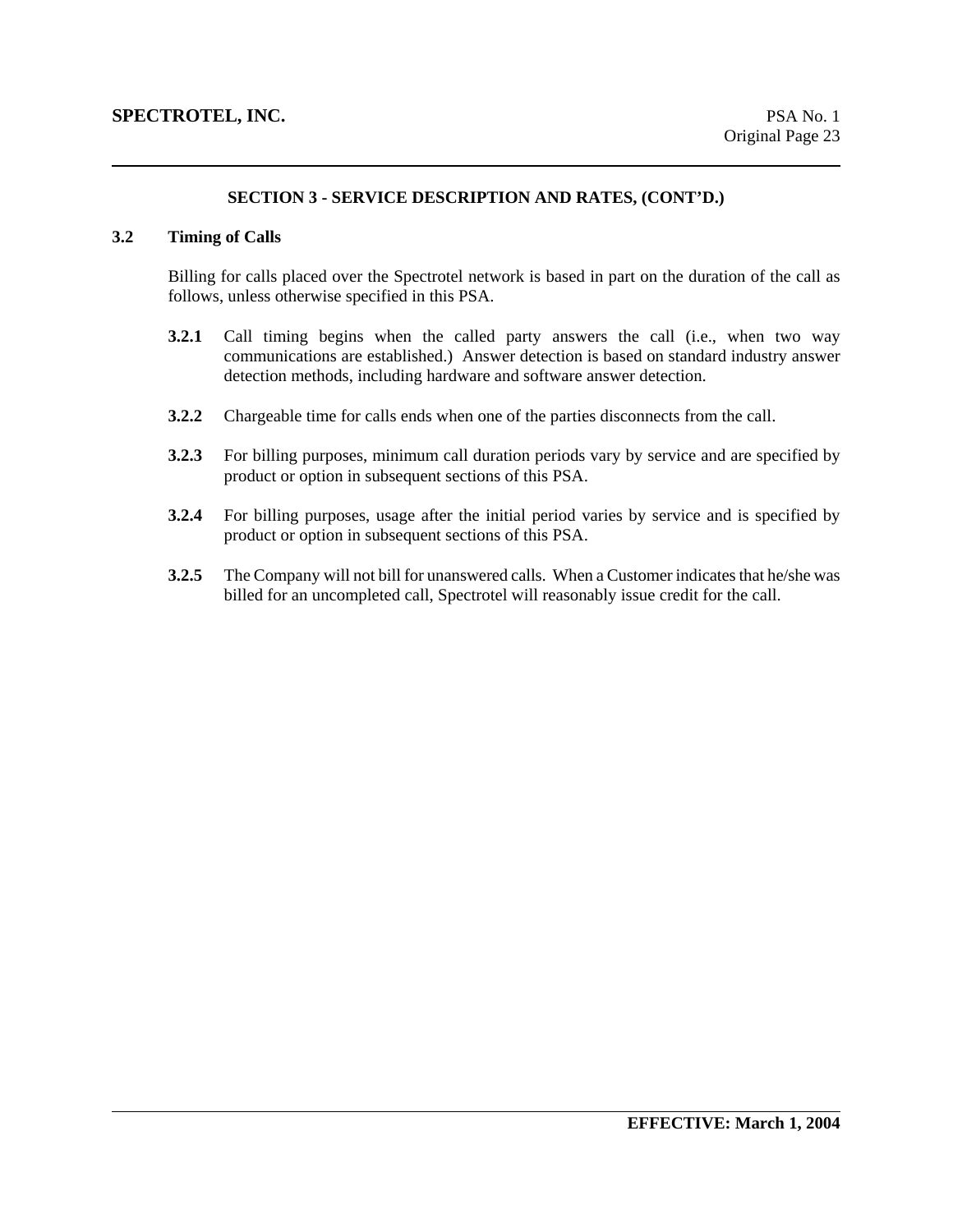## SECTION 3 - SERVICE DESCRIPTION AND RATES, (CONT'D.)

### 3.2 Timing of Calls

Billing for calls placed over the Spectrotel network is based in part on the duration of the call as follows, unless otherwise specified in this PSA.

**3.2.1** Call timing begins when the called party answers the call (i.e., when two way communications are established.) Answer detection is based on standard industry answer detection methods, including hardware and software answer detection.

**3.2.2** Chargeable time for calls ends when one of the parties disconnects from the call.

**3.2.3** For billing purposes, minimum call duration periods vary by service and are specified by product or option in subsequent sections of this PSA.

**3.2.4** For billing purposes, usage after the initial period varies by service and is specified by product or option in subsequent sections of this PSA.

**3.2.5** The Company will not bill for unanswered calls. When a Customer indicates that he/she was billed for an uncompleted call, Spectrotel will reasonably issue credit for the call.

**EFFECTIVE: March 1, 2004**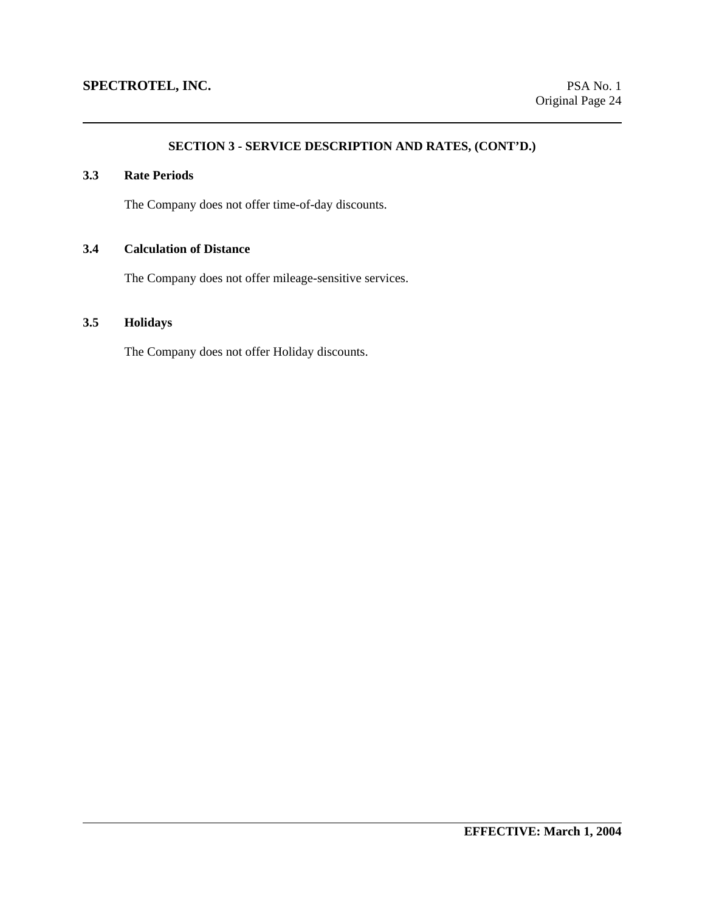## SECTION 3 - SERVICE DESCRIPTION AND RATES, (CONT'D.)

### 3.3 Rate Periods

The Company does not offer time-of-day discounts.

### 3.4 Calculation of Distance

The Company does not offer mileage-sensitive services.

### 3.5 Holidays

The Company does not offer Holiday discounts.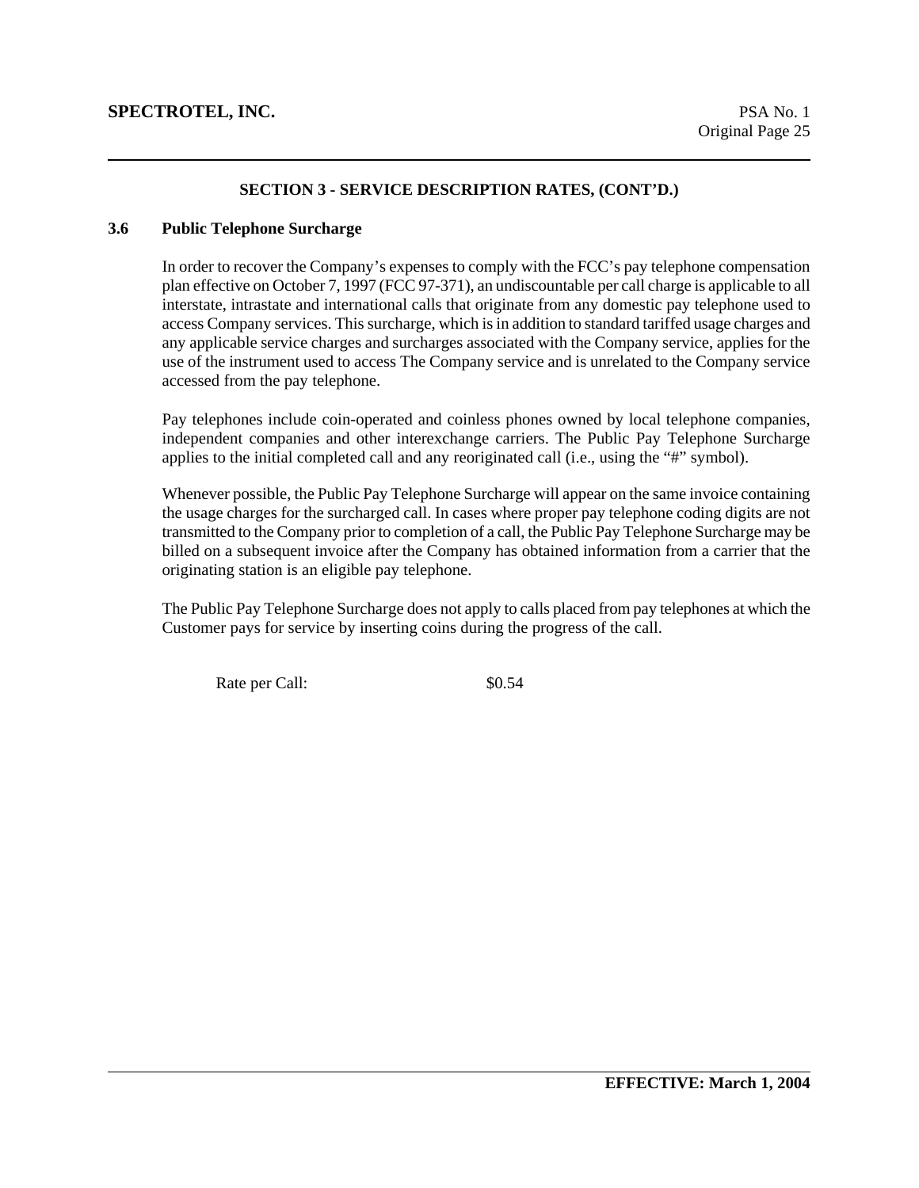## SECTION 3 - SERVICE DESCRIPTION RATES, (CONT'D.)

### 3.6 Public Telephone Surcharge

In order to recover the Company's expenses to comply with the FCC's pay telephone compensation plan effective on October 7, 1997 (FCC 97-371), an undiscountable per call charge is applicable to all interstate, intrastate and international calls that originate from any domestic pay telephone used to access Company services. This surcharge, which is in addition to standard tariffed usage charges and any applicable service charges and surcharges associated with the Company service, applies for the use of the instrument used to access The Company service and is unrelated to the Company service accessed from the pay telephone.

Pay telephones include coin-operated and coinless phones owned by local telephone companies, independent companies and other interexchange carriers. The Public Pay Telephone Surcharge applies to the initial completed call and any reoriginated call (i.e., using the "#" symbol).

Whenever possible, the Public Pay Telephone Surcharge will appear on the same invoice containing the usage charges for the surcharged call. In cases where proper pay telephone coding digits are not transmitted to the Company prior to completion of a call, the Public Pay Telephone Surcharge may be billed on a subsequent invoice after the Company has obtained information from a carrier that the originating station is an eligible pay telephone.

The Public Pay Telephone Surcharge does not apply to calls placed from pay telephones at which the Customer pays for service by inserting coins during the progress of the call.

Rate per Call: $0.54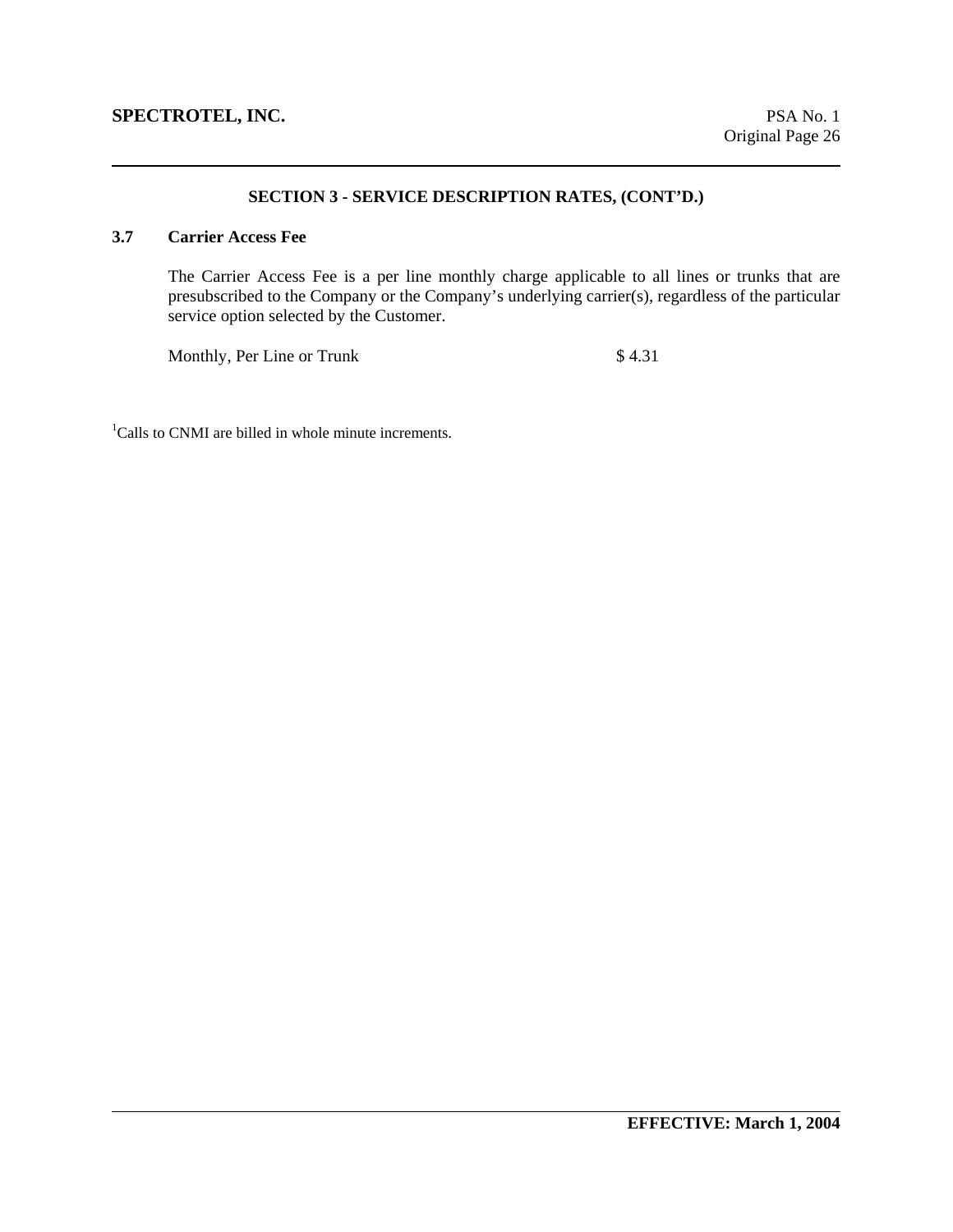## SECTION 3 - SERVICE DESCRIPTION RATES, (CONT'D.)

### 3.7 Carrier Access Fee

The Carrier Access Fee is a per line monthly charge applicable to all lines or trunks that are presubscribed to the Company or the Company's underlying carrier(s), regardless of the particular service option selected by the Customer.

| | |
|---|---|
| Monthly, Per Line or Trunk | $ 4.31 |

[1]Calls to CNMI are billed in whole minute increments.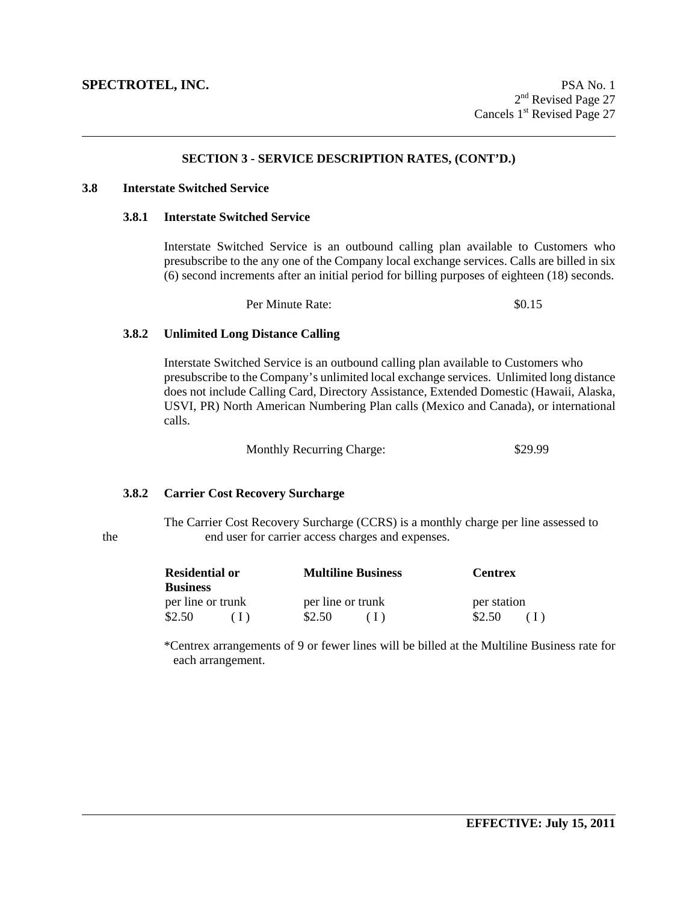**SPECTROTEL, INC.**

PSA No. 1
2nd Revised Page 27
Cancels 1st Revised Page 27

**SECTION 3 - SERVICE DESCRIPTION RATES, (CONT'D.)**

## 3.8 Interstate Switched Service

### 3.8.1 Interstate Switched Service

Interstate Switched Service is an outbound calling plan available to Customers who presubscribe to the any one of the Company local exchange services. Calls are billed in six (6) second increments after an initial period for billing purposes of eighteen (18) seconds.

| | |
|---|---|
| Per Minute Rate: | $0.15 |

### 3.8.2 Unlimited Long Distance Calling

Interstate Switched Service is an outbound calling plan available to Customers who presubscribe to the Company's unlimited local exchange services. Unlimited long distance does not include Calling Card, Directory Assistance, Extended Domestic (Hawaii, Alaska, USVI, PR) North American Numbering Plan calls (Mexico and Canada), or international calls.

| | |
|---|---|
| Monthly Recurring Charge: | $29.99 |

### 3.8.2 Carrier Cost Recovery Surcharge

The Carrier Cost Recovery Surcharge (CCRS) is a monthly charge per line assessed to the end user for carrier access charges and expenses.

| **Residential or Business** | **Multiline Business** | **Centrex** |
|---|---|---|
| per line or trunk | per line or trunk | per station |
| $2.50 (I) | $2.50 (I) | $2.50 (I) |

*Centrex arrangements of 9 or fewer lines will be billed at the Multiline Business rate for each arrangement.

**EFFECTIVE: July 15, 2011**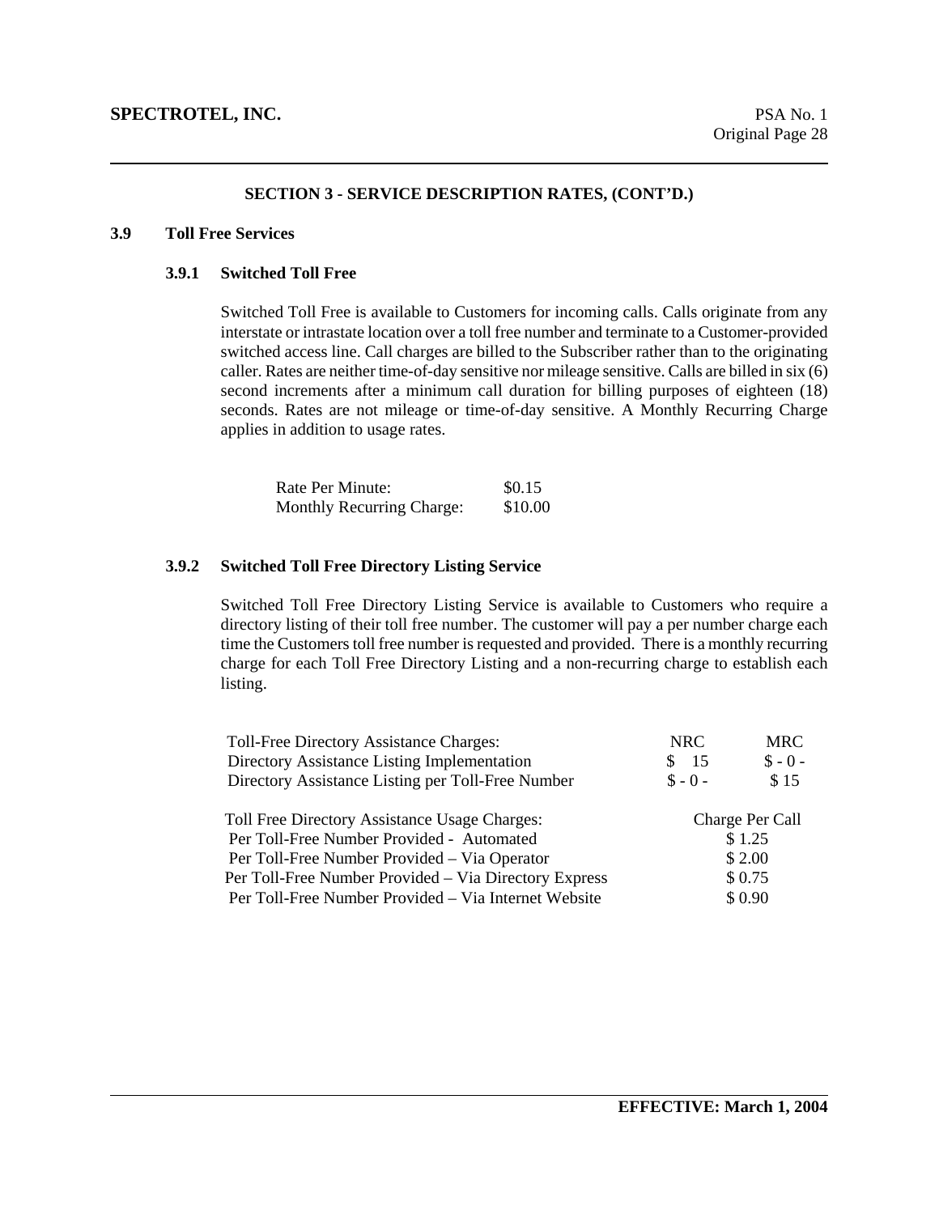## SECTION 3 - SERVICE DESCRIPTION RATES, (CONT'D.)

### 3.9 Toll Free Services

#### 3.9.1 Switched Toll Free

Switched Toll Free is available to Customers for incoming calls. Calls originate from any interstate or intrastate location over a toll free number and terminate to a Customer-provided switched access line. Call charges are billed to the Subscriber rather than to the originating caller. Rates are neither time-of-day sensitive nor mileage sensitive. Calls are billed in six (6) second increments after a minimum call duration for billing purposes of eighteen (18) seconds. Rates are not mileage or time-of-day sensitive. A Monthly Recurring Charge applies in addition to usage rates.

| | |
|---|---|
| Rate Per Minute: | \$0.15 |
| Monthly Recurring Charge: | \$10.00 |

#### 3.9.2 Switched Toll Free Directory Listing Service

Switched Toll Free Directory Listing Service is available to Customers who require a directory listing of their toll free number. The customer will pay a per number charge each time the Customers toll free number is requested and provided. There is a monthly recurring charge for each Toll Free Directory Listing and a non-recurring charge to establish each listing.

| Toll-Free Directory Assistance Charges: | NRC | MRC |
|---|---|---|
| Directory Assistance Listing Implementation | \$ 15 | \$ - 0 - |
| Directory Assistance Listing per Toll-Free Number | \$ - 0 - | \$ 15 |

| Toll Free Directory Assistance Usage Charges: | Charge Per Call |
|---|---|
| Per Toll-Free Number Provided - Automated | \$ 1.25 |
| Per Toll-Free Number Provided – Via Operator | \$ 2.00 |
| Per Toll-Free Number Provided – Via Directory Express | \$ 0.75 |
| Per Toll-Free Number Provided – Via Internet Website | \$ 0.90 |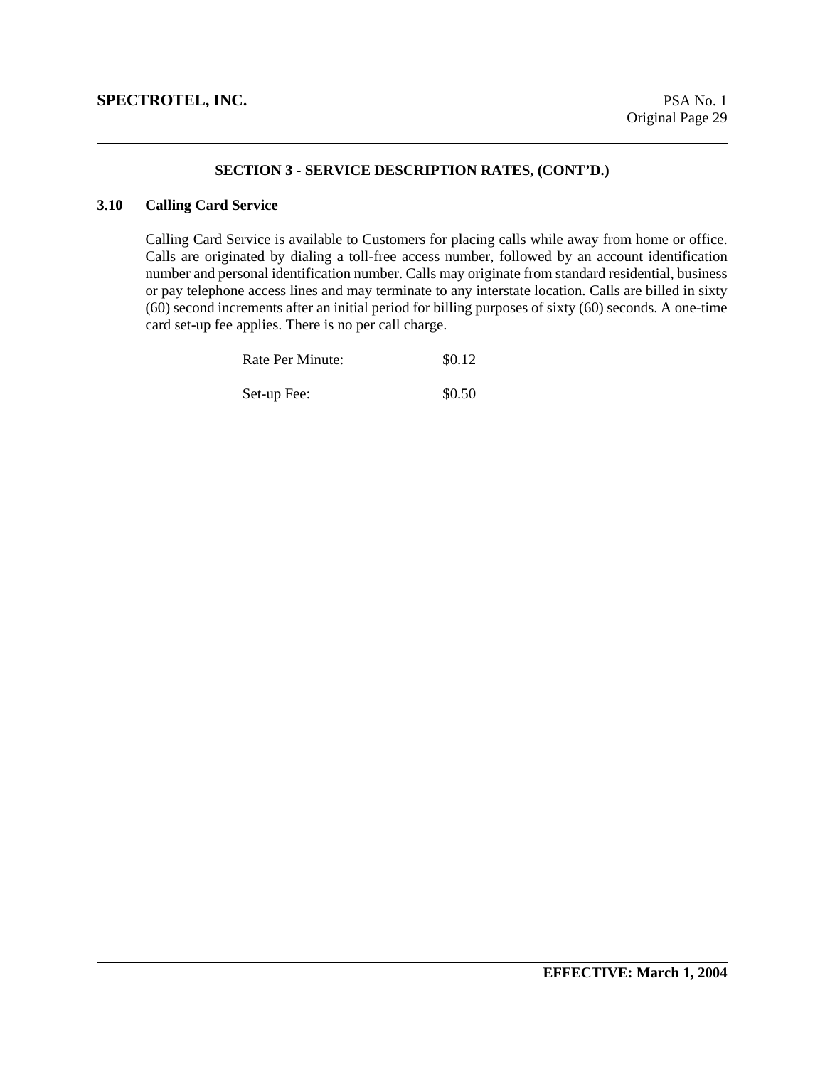## SECTION 3 - SERVICE DESCRIPTION RATES, (CONT'D.)

### 3.10 Calling Card Service

Calling Card Service is available to Customers for placing calls while away from home or office. Calls are originated by dialing a toll-free access number, followed by an account identification number and personal identification number. Calls may originate from standard residential, business or pay telephone access lines and may terminate to any interstate location. Calls are billed in sixty (60) second increments after an initial period for billing purposes of sixty (60) seconds. A one-time card set-up fee applies. There is no per call charge.

| | |
|---|---|
| Rate Per Minute: | $0.12 |
| Set-up Fee: | $0.50 |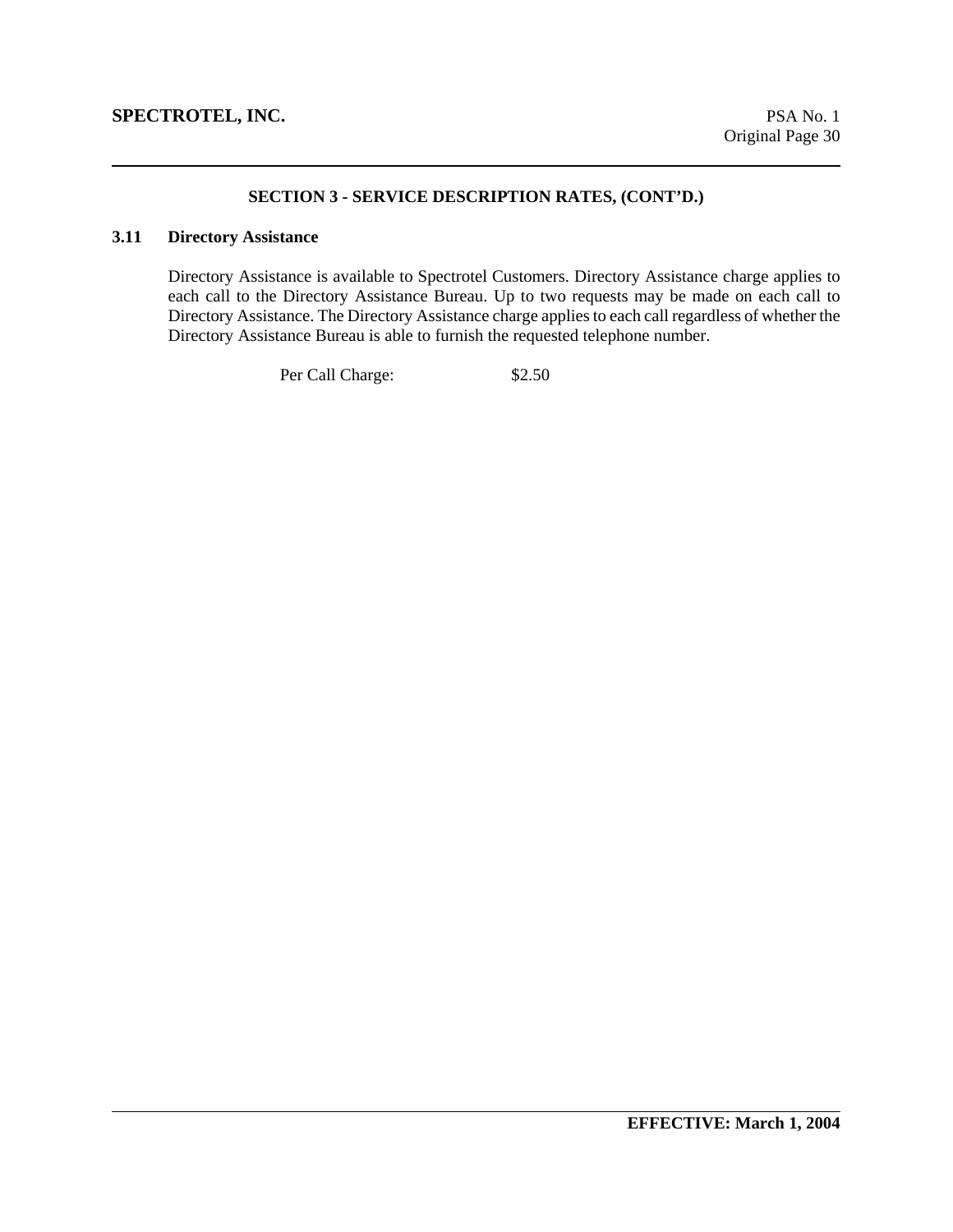## SECTION 3 - SERVICE DESCRIPTION RATES, (CONT'D.)

### 3.11 Directory Assistance

Directory Assistance is available to Spectrotel Customers. Directory Assistance charge applies to each call to the Directory Assistance Bureau. Up to two requests may be made on each call to Directory Assistance. The Directory Assistance charge applies to each call regardless of whether the Directory Assistance Bureau is able to furnish the requested telephone number.

Per Call Charge: $2.50

**EFFECTIVE: March 1, 2004**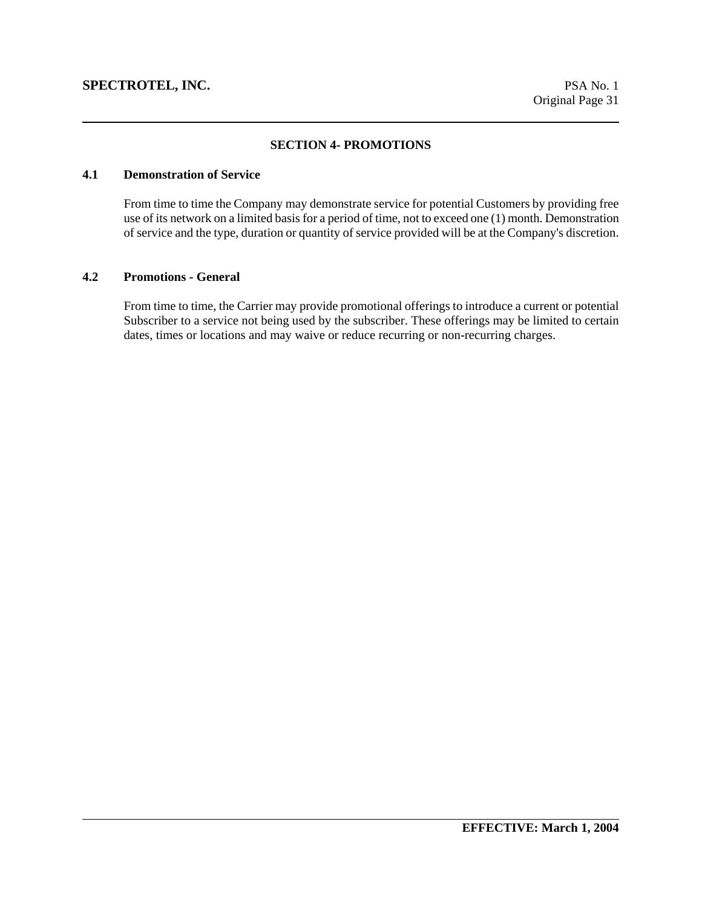## SECTION 4- PROMOTIONS

### 4.1 Demonstration of Service

From time to time the Company may demonstrate service for potential Customers by providing free use of its network on a limited basis for a period of time, not to exceed one (1) month. Demonstration of service and the type, duration or quantity of service provided will be at the Company's discretion.

### 4.2 Promotions - General

From time to time, the Carrier may provide promotional offerings to introduce a current or potential Subscriber to a service not being used by the subscriber. These offerings may be limited to certain dates, times or locations and may waive or reduce recurring or non-recurring charges.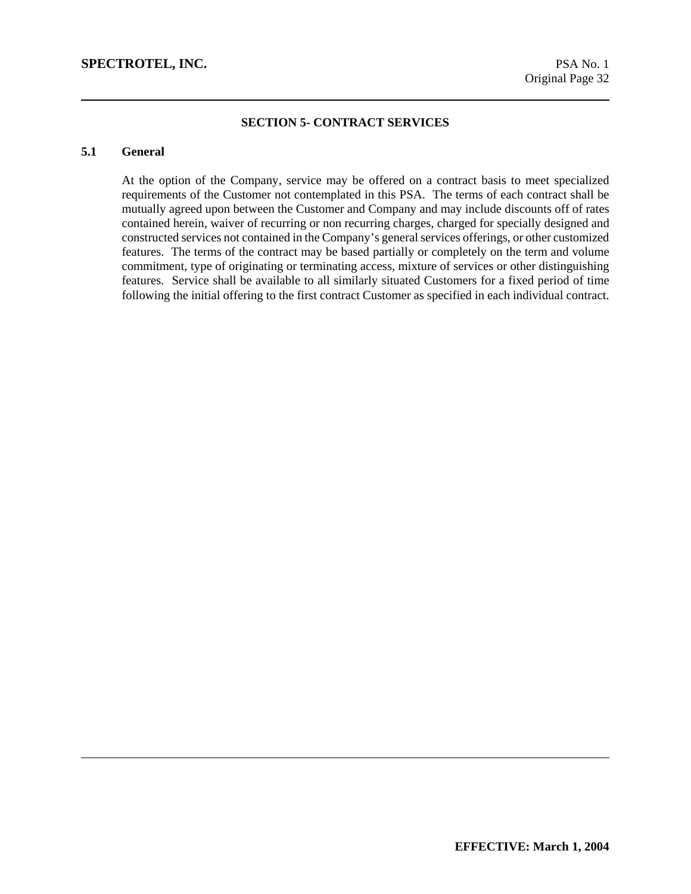## SECTION 5- CONTRACT SERVICES

### 5.1 General

At the option of the Company, service may be offered on a contract basis to meet specialized requirements of the Customer not contemplated in this PSA. The terms of each contract shall be mutually agreed upon between the Customer and Company and may include discounts off of rates contained herein, waiver of recurring or non recurring charges, charged for specially designed and constructed services not contained in the Company's general services offerings, or other customized features. The terms of the contract may be based partially or completely on the term and volume commitment, type of originating or terminating access, mixture of services or other distinguishing features. Service shall be available to all similarly situated Customers for a fixed period of time following the initial offering to the first contract Customer as specified in each individual contract.